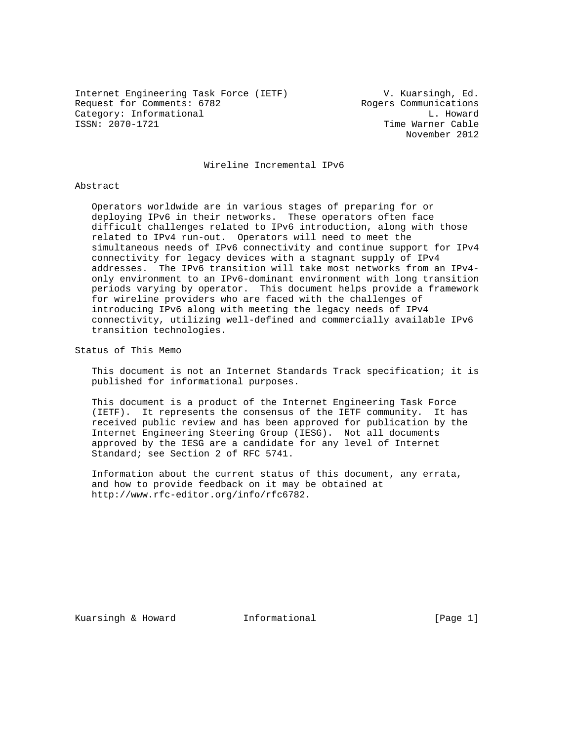Internet Engineering Task Force (IETF) V. Kuarsingh, Ed.
Request for Comments: 6782 Rogers Communications
Category: Informational L. Howard
ISSN: 2070-1721 Time Warner Cable
November 2012

# Wireline Incremental IPv6

## Abstract

Operators worldwide are in various stages of preparing for or deploying IPv6 in their networks. These operators often face difficult challenges related to IPv6 introduction, along with those related to IPv4 run-out. Operators will need to meet the simultaneous needs of IPv6 connectivity and continue support for IPv4 connectivity for legacy devices with a stagnant supply of IPv4 addresses. The IPv6 transition will take most networks from an IPv4-only environment to an IPv6-dominant environment with long transition periods varying by operator. This document helps provide a framework for wireline providers who are faced with the challenges of introducing IPv6 along with meeting the legacy needs of IPv4 connectivity, utilizing well-defined and commercially available IPv6 transition technologies.

## Status of This Memo

This document is not an Internet Standards Track specification; it is published for informational purposes.

This document is a product of the Internet Engineering Task Force (IETF). It represents the consensus of the IETF community. It has received public review and has been approved for publication by the Internet Engineering Steering Group (IESG). Not all documents approved by the IESG are a candidate for any level of Internet Standard; see Section 2 of RFC 5741.

Information about the current status of this document, any errata, and how to provide feedback on it may be obtained at http://www.rfc-editor.org/info/rfc6782.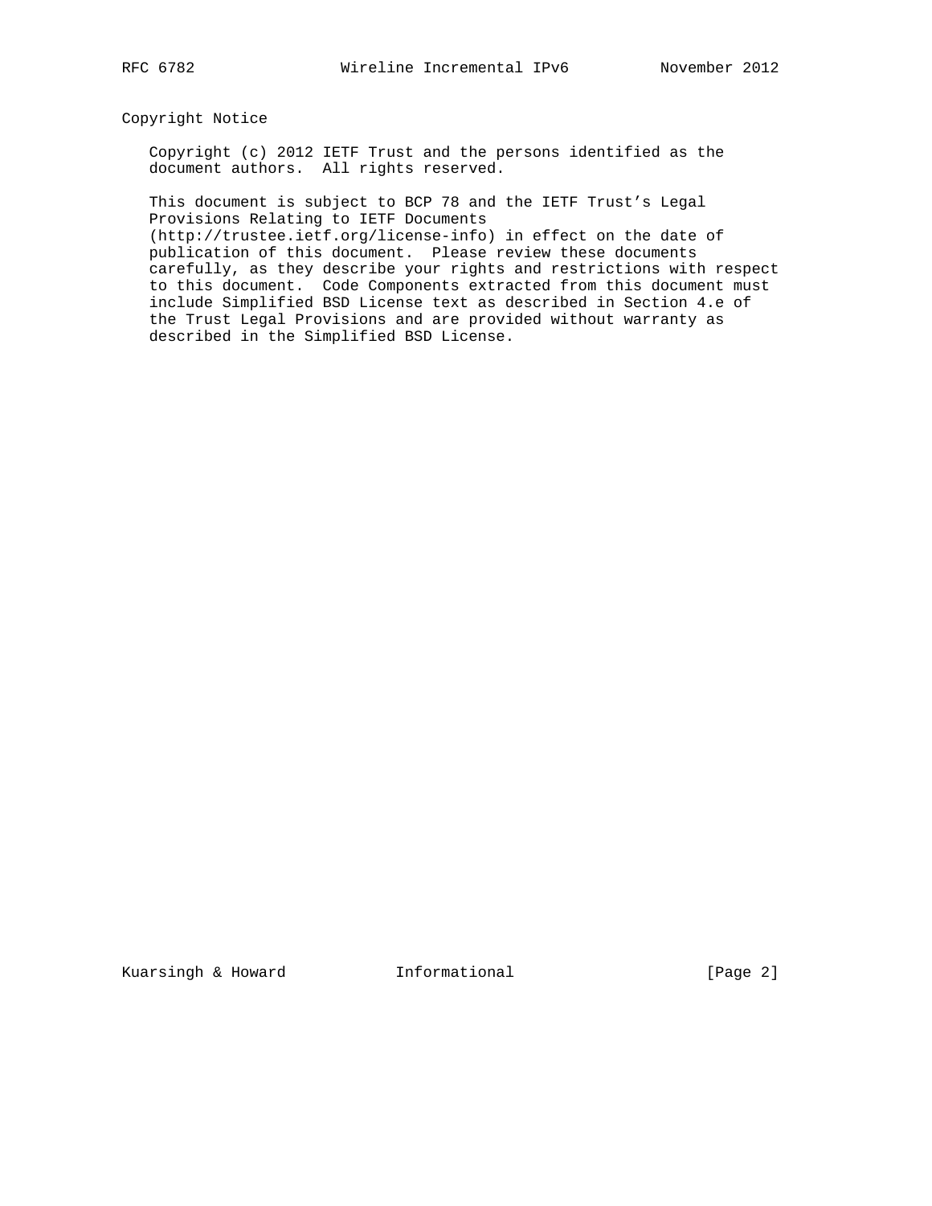## Copyright Notice

Copyright (c) 2012 IETF Trust and the persons identified as the document authors. All rights reserved.

This document is subject to BCP 78 and the IETF Trust's Legal Provisions Relating to IETF Documents (http://trustee.ietf.org/license-info) in effect on the date of publication of this document. Please review these documents carefully, as they describe your rights and restrictions with respect to this document. Code Components extracted from this document must include Simplified BSD License text as described in Section 4.e of the Trust Legal Provisions and are provided without warranty as described in the Simplified BSD License.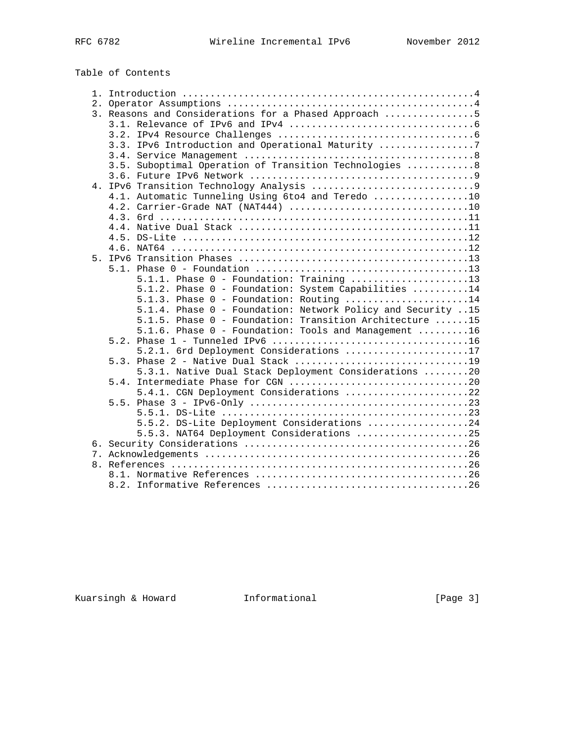Table of Contents

```
   1. Introduction ....................................................4
   2. Operator Assumptions ............................................4
   3. Reasons and Considerations for a Phased Approach ................5
      3.1. Relevance of IPv6 and IPv4 .................................6
      3.2. IPv4 Resource Challenges ...................................6
      3.3. IPv6 Introduction and Operational Maturity .................7
      3.4. Service Management .........................................8
      3.5. Suboptimal Operation of Transition Technologies ............8
      3.6. Future IPv6 Network ........................................9
   4. IPv6 Transition Technology Analysis .............................9
      4.1. Automatic Tunneling Using 6to4 and Teredo .................10
      4.2. Carrier-Grade NAT (NAT444) ................................10
      4.3. 6rd .......................................................11
      4.4. Native Dual Stack .........................................11
      4.5. DS-Lite ...................................................12
      4.6. NAT64 .....................................................12
   5. IPv6 Transition Phases .........................................13
      5.1. Phase 0 - Foundation ......................................13
           5.1.1. Phase 0 - Foundation: Training .....................13
           5.1.2. Phase 0 - Foundation: System Capabilities ..........14
           5.1.3. Phase 0 - Foundation: Routing ......................14
           5.1.4. Phase 0 - Foundation: Network Policy and Security ..15
           5.1.5. Phase 0 - Foundation: Transition Architecture ......15
           5.1.6. Phase 0 - Foundation: Tools and Management .........16
      5.2. Phase 1 - Tunneled IPv6 ...................................16
           5.2.1. 6rd Deployment Considerations ......................17
      5.3. Phase 2 - Native Dual Stack ...............................19
           5.3.1. Native Dual Stack Deployment Considerations ........20
      5.4. Intermediate Phase for CGN ................................20
           5.4.1. CGN Deployment Considerations ......................22
      5.5. Phase 3 - IPv6-Only .......................................23
           5.5.1. DS-Lite ............................................23
           5.5.2. DS-Lite Deployment Considerations ..................24
           5.5.3. NAT64 Deployment Considerations ....................25
   6. Security Considerations ........................................26
   7. Acknowledgements ...............................................26
   8. References .....................................................26
      8.1. Normative References ......................................26
      8.2. Informative References ....................................26
```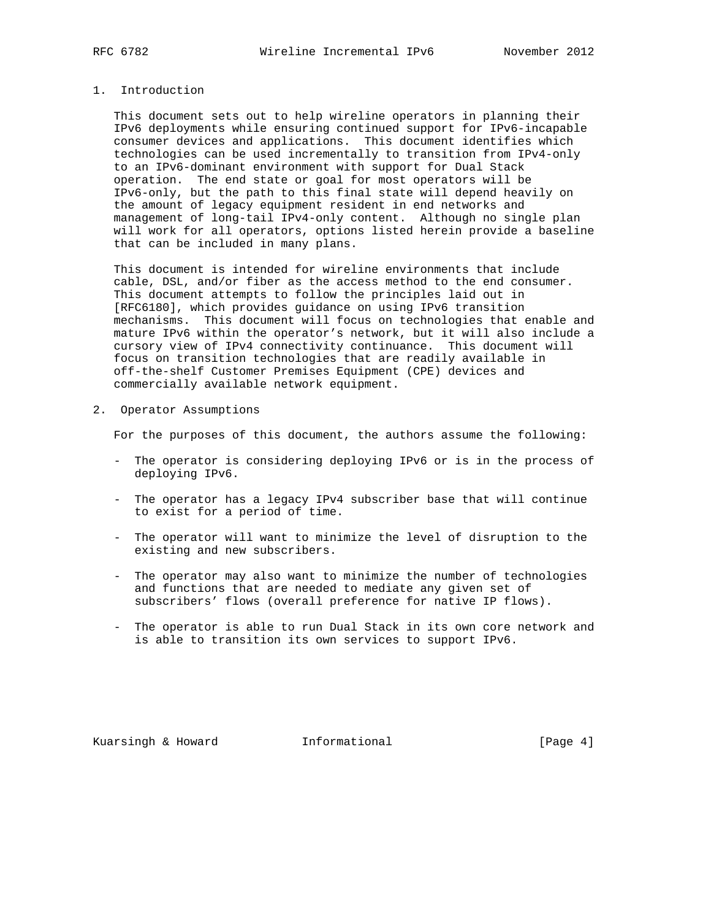## 1. Introduction

This document sets out to help wireline operators in planning their IPv6 deployments while ensuring continued support for IPv6-incapable consumer devices and applications. This document identifies which technologies can be used incrementally to transition from IPv4-only to an IPv6-dominant environment with support for Dual Stack operation. The end state or goal for most operators will be IPv6-only, but the path to this final state will depend heavily on the amount of legacy equipment resident in end networks and management of long-tail IPv4-only content. Although no single plan will work for all operators, options listed herein provide a baseline that can be included in many plans.

This document is intended for wireline environments that include cable, DSL, and/or fiber as the access method to the end consumer. This document attempts to follow the principles laid out in [RFC6180], which provides guidance on using IPv6 transition mechanisms. This document will focus on technologies that enable and mature IPv6 within the operator's network, but it will also include a cursory view of IPv4 connectivity continuance. This document will focus on transition technologies that are readily available in off-the-shelf Customer Premises Equipment (CPE) devices and commercially available network equipment.

## 2. Operator Assumptions

For the purposes of this document, the authors assume the following:

- The operator is considering deploying IPv6 or is in the process of deploying IPv6.
- The operator has a legacy IPv4 subscriber base that will continue to exist for a period of time.
- The operator will want to minimize the level of disruption to the existing and new subscribers.
- The operator may also want to minimize the number of technologies and functions that are needed to mediate any given set of subscribers' flows (overall preference for native IP flows).
- The operator is able to run Dual Stack in its own core network and is able to transition its own services to support IPv6.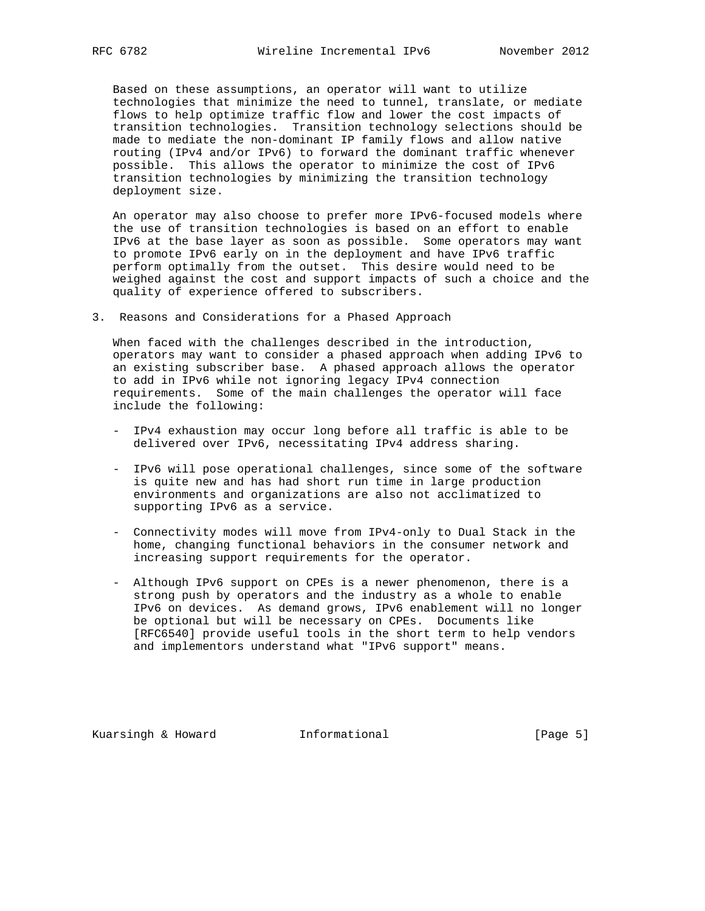Based on these assumptions, an operator will want to utilize technologies that minimize the need to tunnel, translate, or mediate flows to help optimize traffic flow and lower the cost impacts of transition technologies. Transition technology selections should be made to mediate the non-dominant IP family flows and allow native routing (IPv4 and/or IPv6) to forward the dominant traffic whenever possible. This allows the operator to minimize the cost of IPv6 transition technologies by minimizing the transition technology deployment size.

An operator may also choose to prefer more IPv6-focused models where the use of transition technologies is based on an effort to enable IPv6 at the base layer as soon as possible. Some operators may want to promote IPv6 early on in the deployment and have IPv6 traffic perform optimally from the outset. This desire would need to be weighed against the cost and support impacts of such a choice and the quality of experience offered to subscribers.

## 3. Reasons and Considerations for a Phased Approach

When faced with the challenges described in the introduction, operators may want to consider a phased approach when adding IPv6 to an existing subscriber base. A phased approach allows the operator to add in IPv6 while not ignoring legacy IPv4 connection requirements. Some of the main challenges the operator will face include the following:

- IPv4 exhaustion may occur long before all traffic is able to be delivered over IPv6, necessitating IPv4 address sharing.

- IPv6 will pose operational challenges, since some of the software is quite new and has had short run time in large production environments and organizations are also not acclimatized to supporting IPv6 as a service.

- Connectivity modes will move from IPv4-only to Dual Stack in the home, changing functional behaviors in the consumer network and increasing support requirements for the operator.

- Although IPv6 support on CPEs is a newer phenomenon, there is a strong push by operators and the industry as a whole to enable IPv6 on devices. As demand grows, IPv6 enablement will no longer be optional but will be necessary on CPEs. Documents like [RFC6540] provide useful tools in the short term to help vendors and implementors understand what "IPv6 support" means.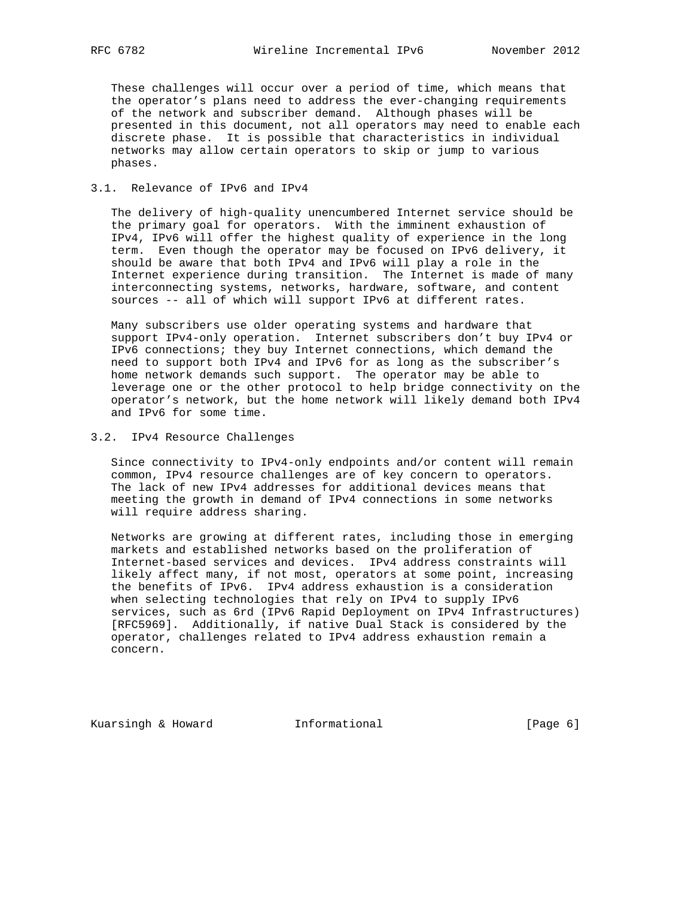These challenges will occur over a period of time, which means that the operator's plans need to address the ever-changing requirements of the network and subscriber demand. Although phases will be presented in this document, not all operators may need to enable each discrete phase. It is possible that characteristics in individual networks may allow certain operators to skip or jump to various phases.

## 3.1. Relevance of IPv6 and IPv4

The delivery of high-quality unencumbered Internet service should be the primary goal for operators. With the imminent exhaustion of IPv4, IPv6 will offer the highest quality of experience in the long term. Even though the operator may be focused on IPv6 delivery, it should be aware that both IPv4 and IPv6 will play a role in the Internet experience during transition. The Internet is made of many interconnecting systems, networks, hardware, software, and content sources -- all of which will support IPv6 at different rates.

Many subscribers use older operating systems and hardware that support IPv4-only operation. Internet subscribers don't buy IPv4 or IPv6 connections; they buy Internet connections, which demand the need to support both IPv4 and IPv6 for as long as the subscriber's home network demands such support. The operator may be able to leverage one or the other protocol to help bridge connectivity on the operator's network, but the home network will likely demand both IPv4 and IPv6 for some time.

## 3.2. IPv4 Resource Challenges

Since connectivity to IPv4-only endpoints and/or content will remain common, IPv4 resource challenges are of key concern to operators. The lack of new IPv4 addresses for additional devices means that meeting the growth in demand of IPv4 connections in some networks will require address sharing.

Networks are growing at different rates, including those in emerging markets and established networks based on the proliferation of Internet-based services and devices. IPv4 address constraints will likely affect many, if not most, operators at some point, increasing the benefits of IPv6. IPv4 address exhaustion is a consideration when selecting technologies that rely on IPv4 to supply IPv6 services, such as 6rd (IPv6 Rapid Deployment on IPv4 Infrastructures) [RFC5969]. Additionally, if native Dual Stack is considered by the operator, challenges related to IPv4 address exhaustion remain a concern.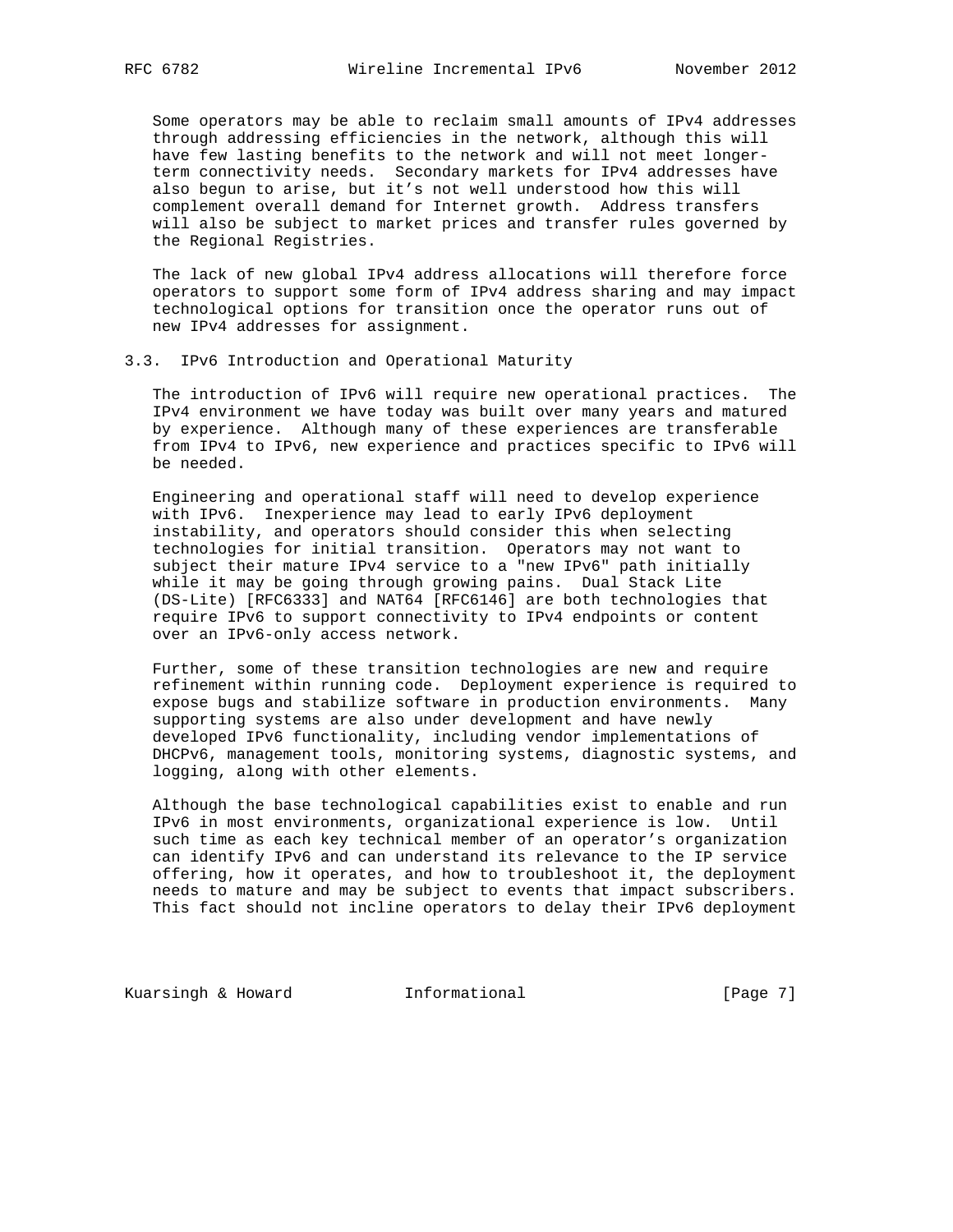Some operators may be able to reclaim small amounts of IPv4 addresses through addressing efficiencies in the network, although this will have few lasting benefits to the network and will not meet longer-term connectivity needs. Secondary markets for IPv4 addresses have also begun to arise, but it's not well understood how this will complement overall demand for Internet growth. Address transfers will also be subject to market prices and transfer rules governed by the Regional Registries.

The lack of new global IPv4 address allocations will therefore force operators to support some form of IPv4 address sharing and may impact technological options for transition once the operator runs out of new IPv4 addresses for assignment.

### 3.3. IPv6 Introduction and Operational Maturity

The introduction of IPv6 will require new operational practices. The IPv4 environment we have today was built over many years and matured by experience. Although many of these experiences are transferable from IPv4 to IPv6, new experience and practices specific to IPv6 will be needed.

Engineering and operational staff will need to develop experience with IPv6. Inexperience may lead to early IPv6 deployment instability, and operators should consider this when selecting technologies for initial transition. Operators may not want to subject their mature IPv4 service to a "new IPv6" path initially while it may be going through growing pains. Dual Stack Lite (DS-Lite) [RFC6333] and NAT64 [RFC6146] are both technologies that require IPv6 to support connectivity to IPv4 endpoints or content over an IPv6-only access network.

Further, some of these transition technologies are new and require refinement within running code. Deployment experience is required to expose bugs and stabilize software in production environments. Many supporting systems are also under development and have newly developed IPv6 functionality, including vendor implementations of DHCPv6, management tools, monitoring systems, diagnostic systems, and logging, along with other elements.

Although the base technological capabilities exist to enable and run IPv6 in most environments, organizational experience is low. Until such time as each key technical member of an operator's organization can identify IPv6 and can understand its relevance to the IP service offering, how it operates, and how to troubleshoot it, the deployment needs to mature and may be subject to events that impact subscribers. This fact should not incline operators to delay their IPv6 deployment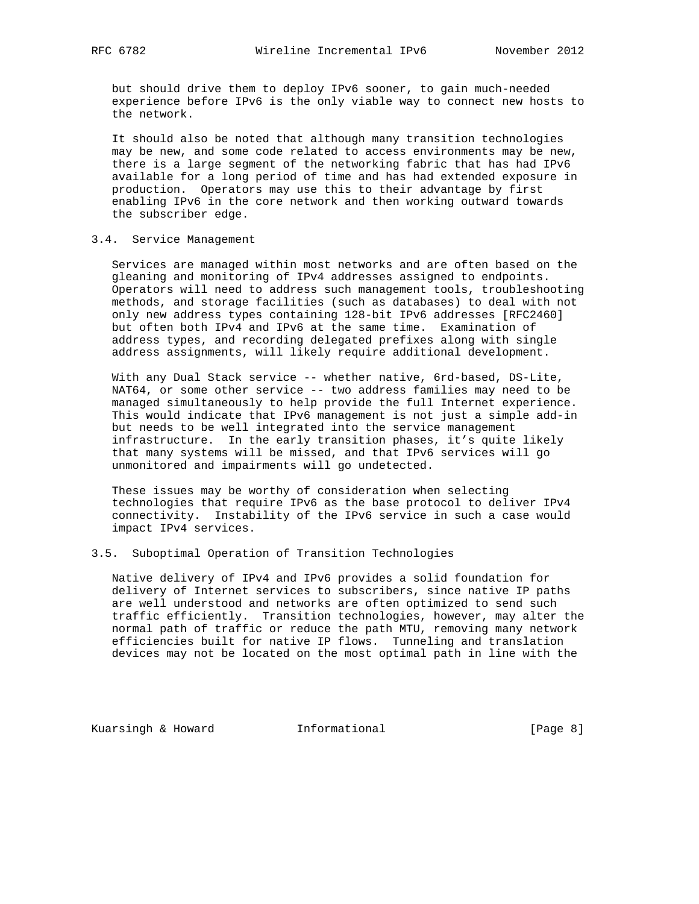but should drive them to deploy IPv6 sooner, to gain much-needed experience before IPv6 is the only viable way to connect new hosts to the network.

It should also be noted that although many transition technologies may be new, and some code related to access environments may be new, there is a large segment of the networking fabric that has had IPv6 available for a long period of time and has had extended exposure in production. Operators may use this to their advantage by first enabling IPv6 in the core network and then working outward towards the subscriber edge.

### 3.4. Service Management

Services are managed within most networks and are often based on the gleaning and monitoring of IPv4 addresses assigned to endpoints. Operators will need to address such management tools, troubleshooting methods, and storage facilities (such as databases) to deal with not only new address types containing 128-bit IPv6 addresses [RFC2460] but often both IPv4 and IPv6 at the same time. Examination of address types, and recording delegated prefixes along with single address assignments, will likely require additional development.

With any Dual Stack service -- whether native, 6rd-based, DS-Lite, NAT64, or some other service -- two address families may need to be managed simultaneously to help provide the full Internet experience. This would indicate that IPv6 management is not just a simple add-in but needs to be well integrated into the service management infrastructure. In the early transition phases, it's quite likely that many systems will be missed, and that IPv6 services will go unmonitored and impairments will go undetected.

These issues may be worthy of consideration when selecting technologies that require IPv6 as the base protocol to deliver IPv4 connectivity. Instability of the IPv6 service in such a case would impact IPv4 services.

### 3.5. Suboptimal Operation of Transition Technologies

Native delivery of IPv4 and IPv6 provides a solid foundation for delivery of Internet services to subscribers, since native IP paths are well understood and networks are often optimized to send such traffic efficiently. Transition technologies, however, may alter the normal path of traffic or reduce the path MTU, removing many network efficiencies built for native IP flows. Tunneling and translation devices may not be located on the most optimal path in line with the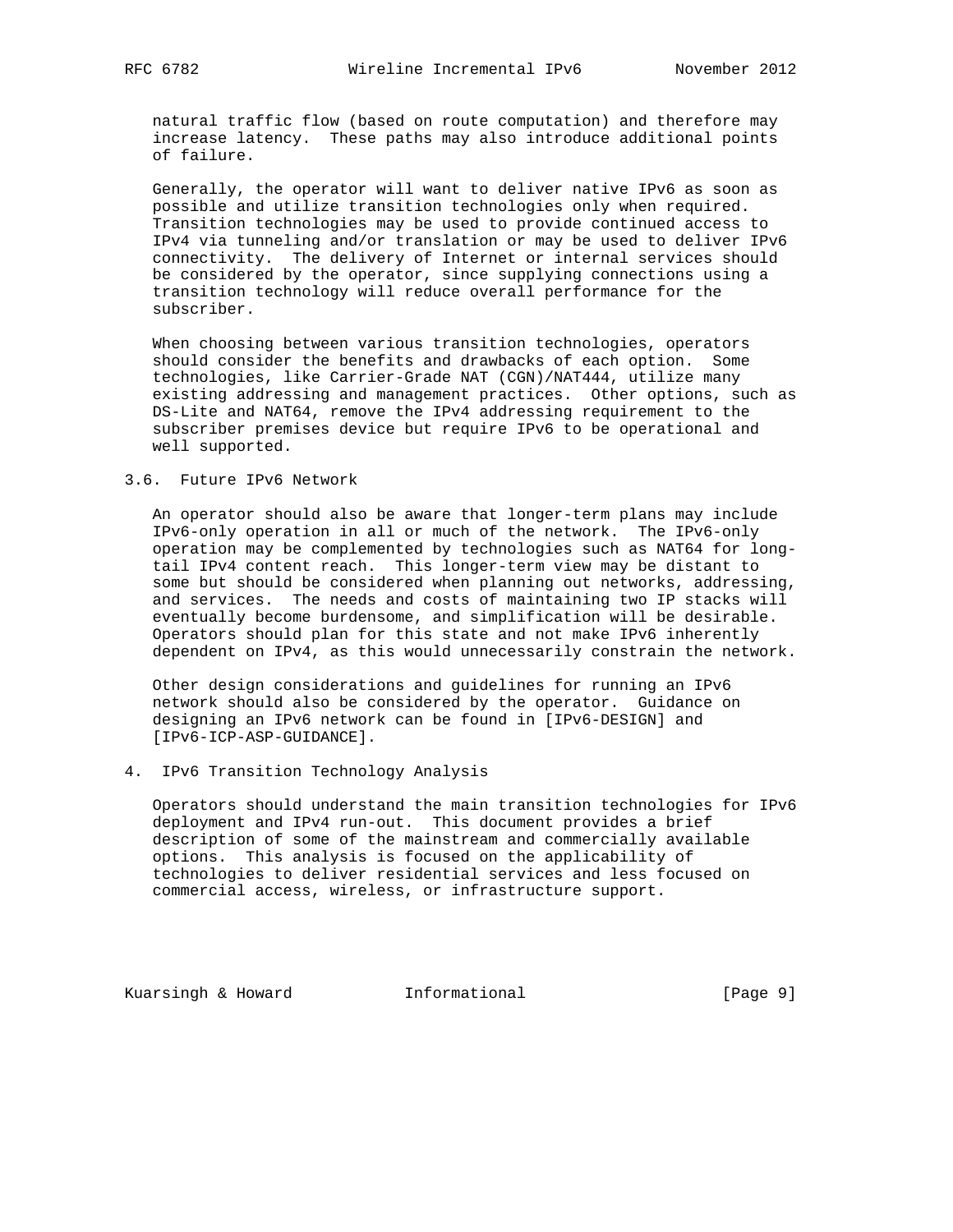natural traffic flow (based on route computation) and therefore may increase latency. These paths may also introduce additional points of failure.

Generally, the operator will want to deliver native IPv6 as soon as possible and utilize transition technologies only when required. Transition technologies may be used to provide continued access to IPv4 via tunneling and/or translation or may be used to deliver IPv6 connectivity. The delivery of Internet or internal services should be considered by the operator, since supplying connections using a transition technology will reduce overall performance for the subscriber.

When choosing between various transition technologies, operators should consider the benefits and drawbacks of each option. Some technologies, like Carrier-Grade NAT (CGN)/NAT444, utilize many existing addressing and management practices. Other options, such as DS-Lite and NAT64, remove the IPv4 addressing requirement to the subscriber premises device but require IPv6 to be operational and well supported.

### 3.6. Future IPv6 Network

An operator should also be aware that longer-term plans may include IPv6-only operation in all or much of the network. The IPv6-only operation may be complemented by technologies such as NAT64 for long-tail IPv4 content reach. This longer-term view may be distant to some but should be considered when planning out networks, addressing, and services. The needs and costs of maintaining two IP stacks will eventually become burdensome, and simplification will be desirable. Operators should plan for this state and not make IPv6 inherently dependent on IPv4, as this would unnecessarily constrain the network.

Other design considerations and guidelines for running an IPv6 network should also be considered by the operator. Guidance on designing an IPv6 network can be found in [IPv6-DESIGN] and [IPv6-ICP-ASP-GUIDANCE].

## 4. IPv6 Transition Technology Analysis

Operators should understand the main transition technologies for IPv6 deployment and IPv4 run-out. This document provides a brief description of some of the mainstream and commercially available options. This analysis is focused on the applicability of technologies to deliver residential services and less focused on commercial access, wireless, or infrastructure support.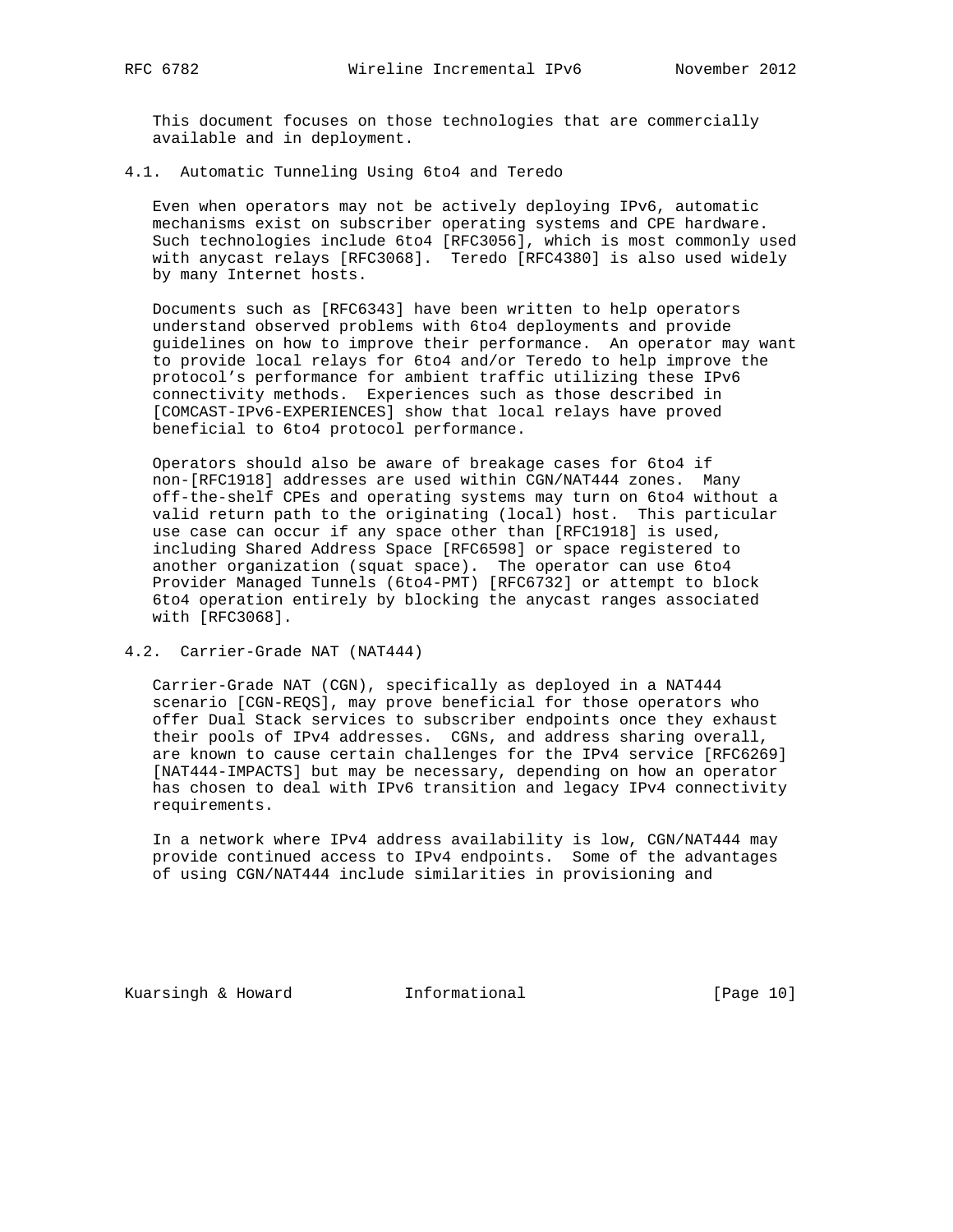This document focuses on those technologies that are commercially available and in deployment.

### 4.1. Automatic Tunneling Using 6to4 and Teredo

Even when operators may not be actively deploying IPv6, automatic mechanisms exist on subscriber operating systems and CPE hardware. Such technologies include 6to4 [RFC3056], which is most commonly used with anycast relays [RFC3068]. Teredo [RFC4380] is also used widely by many Internet hosts.

Documents such as [RFC6343] have been written to help operators understand observed problems with 6to4 deployments and provide guidelines on how to improve their performance. An operator may want to provide local relays for 6to4 and/or Teredo to help improve the protocol's performance for ambient traffic utilizing these IPv6 connectivity methods. Experiences such as those described in [COMCAST-IPv6-EXPERIENCES] show that local relays have proved beneficial to 6to4 protocol performance.

Operators should also be aware of breakage cases for 6to4 if non-[RFC1918] addresses are used within CGN/NAT444 zones. Many off-the-shelf CPEs and operating systems may turn on 6to4 without a valid return path to the originating (local) host. This particular use case can occur if any space other than [RFC1918] is used, including Shared Address Space [RFC6598] or space registered to another organization (squat space). The operator can use 6to4 Provider Managed Tunnels (6to4-PMT) [RFC6732] or attempt to block 6to4 operation entirely by blocking the anycast ranges associated with [RFC3068].

### 4.2. Carrier-Grade NAT (NAT444)

Carrier-Grade NAT (CGN), specifically as deployed in a NAT444 scenario [CGN-REQS], may prove beneficial for those operators who offer Dual Stack services to subscriber endpoints once they exhaust their pools of IPv4 addresses. CGNs, and address sharing overall, are known to cause certain challenges for the IPv4 service [RFC6269] [NAT444-IMPACTS] but may be necessary, depending on how an operator has chosen to deal with IPv6 transition and legacy IPv4 connectivity requirements.

In a network where IPv4 address availability is low, CGN/NAT444 may provide continued access to IPv4 endpoints. Some of the advantages of using CGN/NAT444 include similarities in provisioning and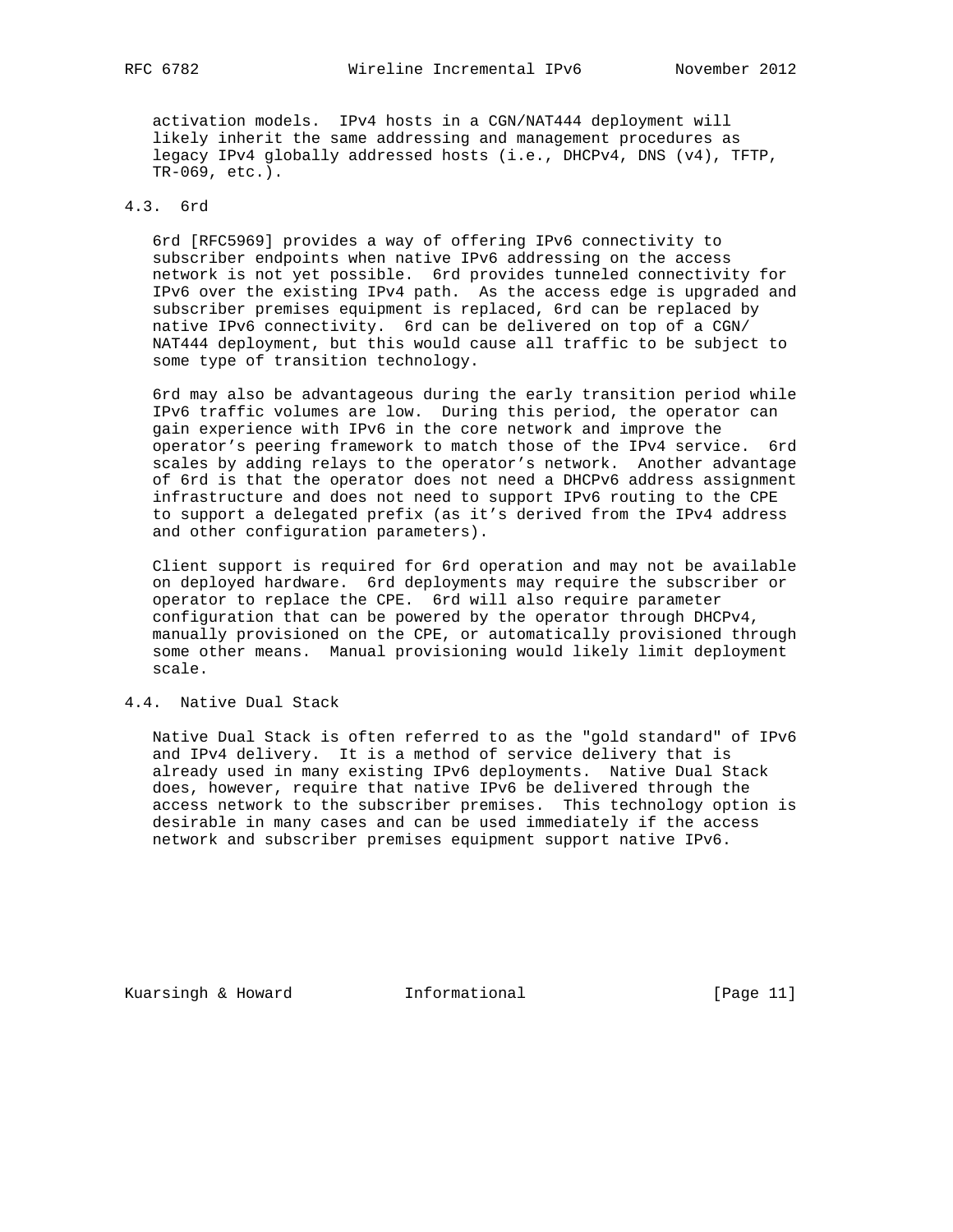activation models. IPv4 hosts in a CGN/NAT444 deployment will likely inherit the same addressing and management procedures as legacy IPv4 globally addressed hosts (i.e., DHCPv4, DNS (v4), TFTP, TR-069, etc.).

### 4.3. 6rd

6rd [RFC5969] provides a way of offering IPv6 connectivity to subscriber endpoints when native IPv6 addressing on the access network is not yet possible. 6rd provides tunneled connectivity for IPv6 over the existing IPv4 path. As the access edge is upgraded and subscriber premises equipment is replaced, 6rd can be replaced by native IPv6 connectivity. 6rd can be delivered on top of a CGN/NAT444 deployment, but this would cause all traffic to be subject to some type of transition technology.

6rd may also be advantageous during the early transition period while IPv6 traffic volumes are low. During this period, the operator can gain experience with IPv6 in the core network and improve the operator's peering framework to match those of the IPv4 service. 6rd scales by adding relays to the operator's network. Another advantage of 6rd is that the operator does not need a DHCPv6 address assignment infrastructure and does not need to support IPv6 routing to the CPE to support a delegated prefix (as it's derived from the IPv4 address and other configuration parameters).

Client support is required for 6rd operation and may not be available on deployed hardware. 6rd deployments may require the subscriber or operator to replace the CPE. 6rd will also require parameter configuration that can be powered by the operator through DHCPv4, manually provisioned on the CPE, or automatically provisioned through some other means. Manual provisioning would likely limit deployment scale.

### 4.4. Native Dual Stack

Native Dual Stack is often referred to as the "gold standard" of IPv6 and IPv4 delivery. It is a method of service delivery that is already used in many existing IPv6 deployments. Native Dual Stack does, however, require that native IPv6 be delivered through the access network to the subscriber premises. This technology option is desirable in many cases and can be used immediately if the access network and subscriber premises equipment support native IPv6.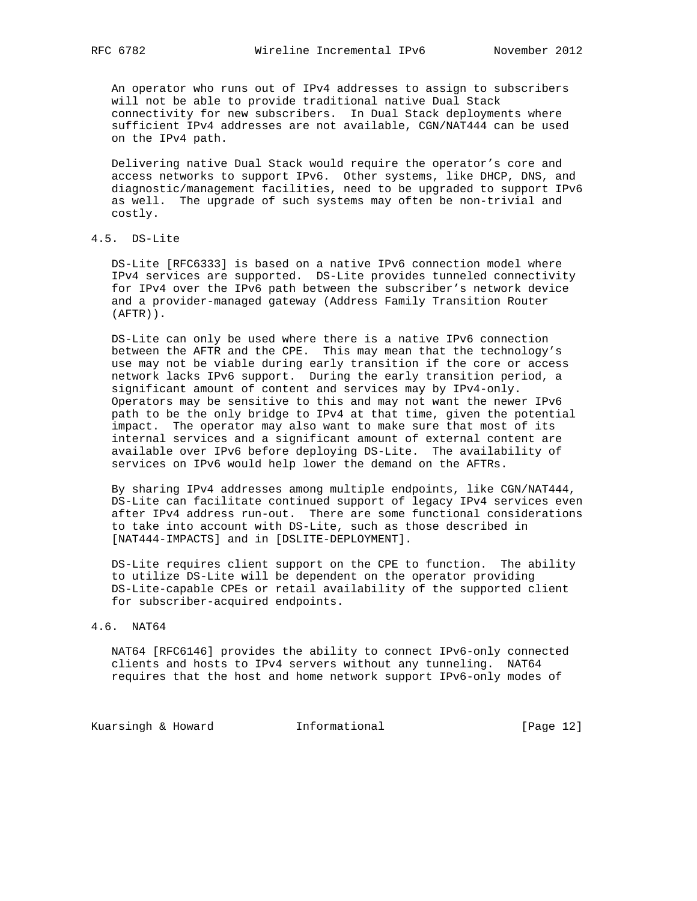An operator who runs out of IPv4 addresses to assign to subscribers will not be able to provide traditional native Dual Stack connectivity for new subscribers. In Dual Stack deployments where sufficient IPv4 addresses are not available, CGN/NAT444 can be used on the IPv4 path.

Delivering native Dual Stack would require the operator's core and access networks to support IPv6. Other systems, like DHCP, DNS, and diagnostic/management facilities, need to be upgraded to support IPv6 as well. The upgrade of such systems may often be non-trivial and costly.

## 4.5. DS-Lite

DS-Lite [RFC6333] is based on a native IPv6 connection model where IPv4 services are supported. DS-Lite provides tunneled connectivity for IPv4 over the IPv6 path between the subscriber's network device and a provider-managed gateway (Address Family Transition Router (AFTR)).

DS-Lite can only be used where there is a native IPv6 connection between the AFTR and the CPE. This may mean that the technology's use may not be viable during early transition if the core or access network lacks IPv6 support. During the early transition period, a significant amount of content and services may by IPv4-only. Operators may be sensitive to this and may not want the newer IPv6 path to be the only bridge to IPv4 at that time, given the potential impact. The operator may also want to make sure that most of its internal services and a significant amount of external content are available over IPv6 before deploying DS-Lite. The availability of services on IPv6 would help lower the demand on the AFTRs.

By sharing IPv4 addresses among multiple endpoints, like CGN/NAT444, DS-Lite can facilitate continued support of legacy IPv4 services even after IPv4 address run-out. There are some functional considerations to take into account with DS-Lite, such as those described in [NAT444-IMPACTS] and in [DSLITE-DEPLOYMENT].

DS-Lite requires client support on the CPE to function. The ability to utilize DS-Lite will be dependent on the operator providing DS-Lite-capable CPEs or retail availability of the supported client for subscriber-acquired endpoints.

## 4.6. NAT64

NAT64 [RFC6146] provides the ability to connect IPv6-only connected clients and hosts to IPv4 servers without any tunneling. NAT64 requires that the host and home network support IPv6-only modes of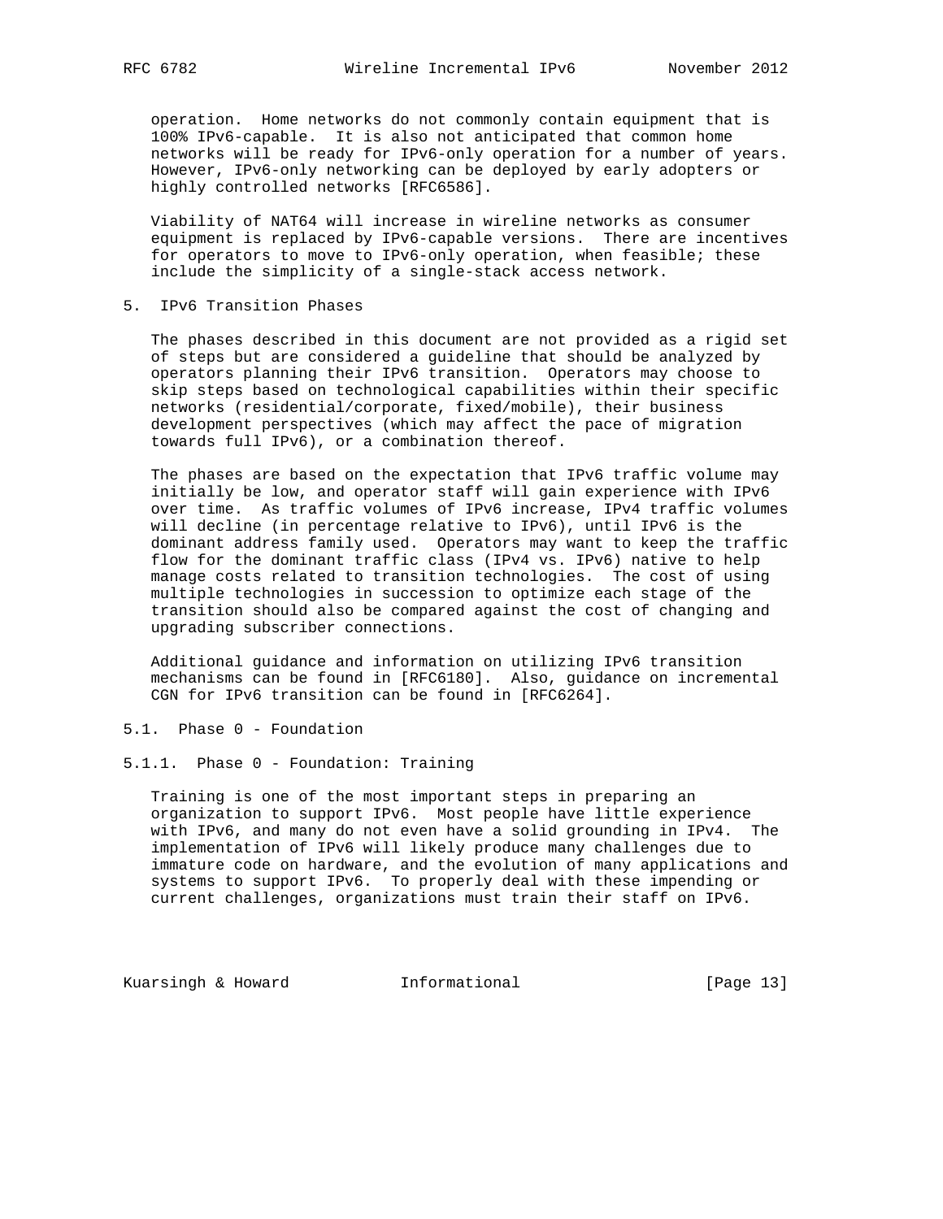operation. Home networks do not commonly contain equipment that is 100% IPv6-capable. It is also not anticipated that common home networks will be ready for IPv6-only operation for a number of years. However, IPv6-only networking can be deployed by early adopters or highly controlled networks [RFC6586].

Viability of NAT64 will increase in wireline networks as consumer equipment is replaced by IPv6-capable versions. There are incentives for operators to move to IPv6-only operation, when feasible; these include the simplicity of a single-stack access network.

## 5. IPv6 Transition Phases

The phases described in this document are not provided as a rigid set of steps but are considered a guideline that should be analyzed by operators planning their IPv6 transition. Operators may choose to skip steps based on technological capabilities within their specific networks (residential/corporate, fixed/mobile), their business development perspectives (which may affect the pace of migration towards full IPv6), or a combination thereof.

The phases are based on the expectation that IPv6 traffic volume may initially be low, and operator staff will gain experience with IPv6 over time. As traffic volumes of IPv6 increase, IPv4 traffic volumes will decline (in percentage relative to IPv6), until IPv6 is the dominant address family used. Operators may want to keep the traffic flow for the dominant traffic class (IPv4 vs. IPv6) native to help manage costs related to transition technologies. The cost of using multiple technologies in succession to optimize each stage of the transition should also be compared against the cost of changing and upgrading subscriber connections.

Additional guidance and information on utilizing IPv6 transition mechanisms can be found in [RFC6180]. Also, guidance on incremental CGN for IPv6 transition can be found in [RFC6264].

### 5.1. Phase 0 - Foundation

#### 5.1.1. Phase 0 - Foundation: Training

Training is one of the most important steps in preparing an organization to support IPv6. Most people have little experience with IPv6, and many do not even have a solid grounding in IPv4. The implementation of IPv6 will likely produce many challenges due to immature code on hardware, and the evolution of many applications and systems to support IPv6. To properly deal with these impending or current challenges, organizations must train their staff on IPv6.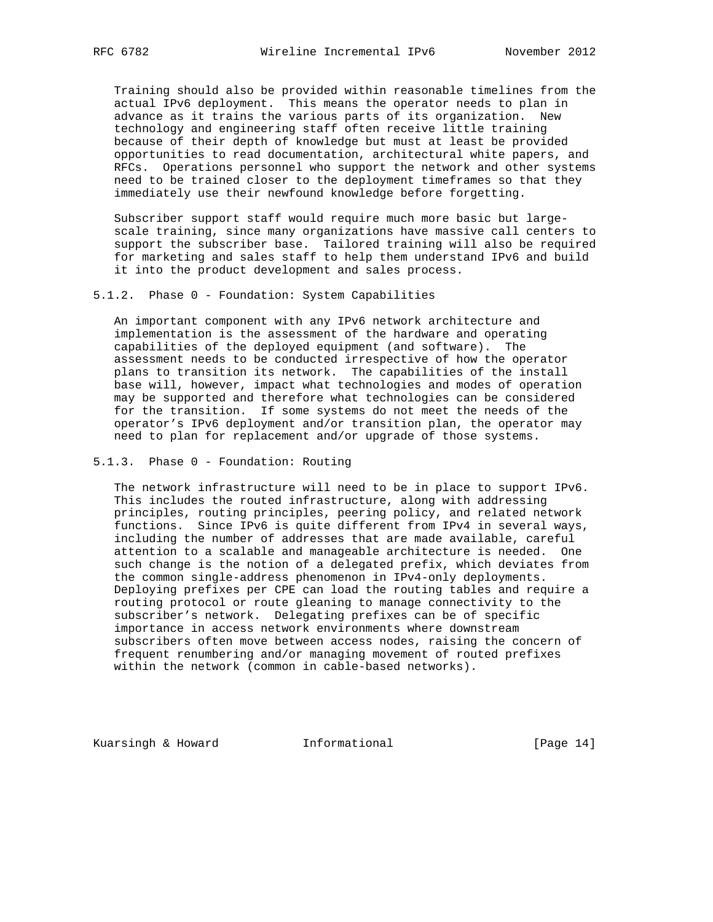Training should also be provided within reasonable timelines from the actual IPv6 deployment. This means the operator needs to plan in advance as it trains the various parts of its organization. New technology and engineering staff often receive little training because of their depth of knowledge but must at least be provided opportunities to read documentation, architectural white papers, and RFCs. Operations personnel who support the network and other systems need to be trained closer to the deployment timeframes so that they immediately use their newfound knowledge before forgetting.

Subscriber support staff would require much more basic but large-scale training, since many organizations have massive call centers to support the subscriber base. Tailored training will also be required for marketing and sales staff to help them understand IPv6 and build it into the product development and sales process.

#### 5.1.2. Phase 0 - Foundation: System Capabilities

An important component with any IPv6 network architecture and implementation is the assessment of the hardware and operating capabilities of the deployed equipment (and software). The assessment needs to be conducted irrespective of how the operator plans to transition its network. The capabilities of the install base will, however, impact what technologies and modes of operation may be supported and therefore what technologies can be considered for the transition. If some systems do not meet the needs of the operator's IPv6 deployment and/or transition plan, the operator may need to plan for replacement and/or upgrade of those systems.

#### 5.1.3. Phase 0 - Foundation: Routing

The network infrastructure will need to be in place to support IPv6. This includes the routed infrastructure, along with addressing principles, routing principles, peering policy, and related network functions. Since IPv6 is quite different from IPv4 in several ways, including the number of addresses that are made available, careful attention to a scalable and manageable architecture is needed. One such change is the notion of a delegated prefix, which deviates from the common single-address phenomenon in IPv4-only deployments. Deploying prefixes per CPE can load the routing tables and require a routing protocol or route gleaning to manage connectivity to the subscriber's network. Delegating prefixes can be of specific importance in access network environments where downstream subscribers often move between access nodes, raising the concern of frequent renumbering and/or managing movement of routed prefixes within the network (common in cable-based networks).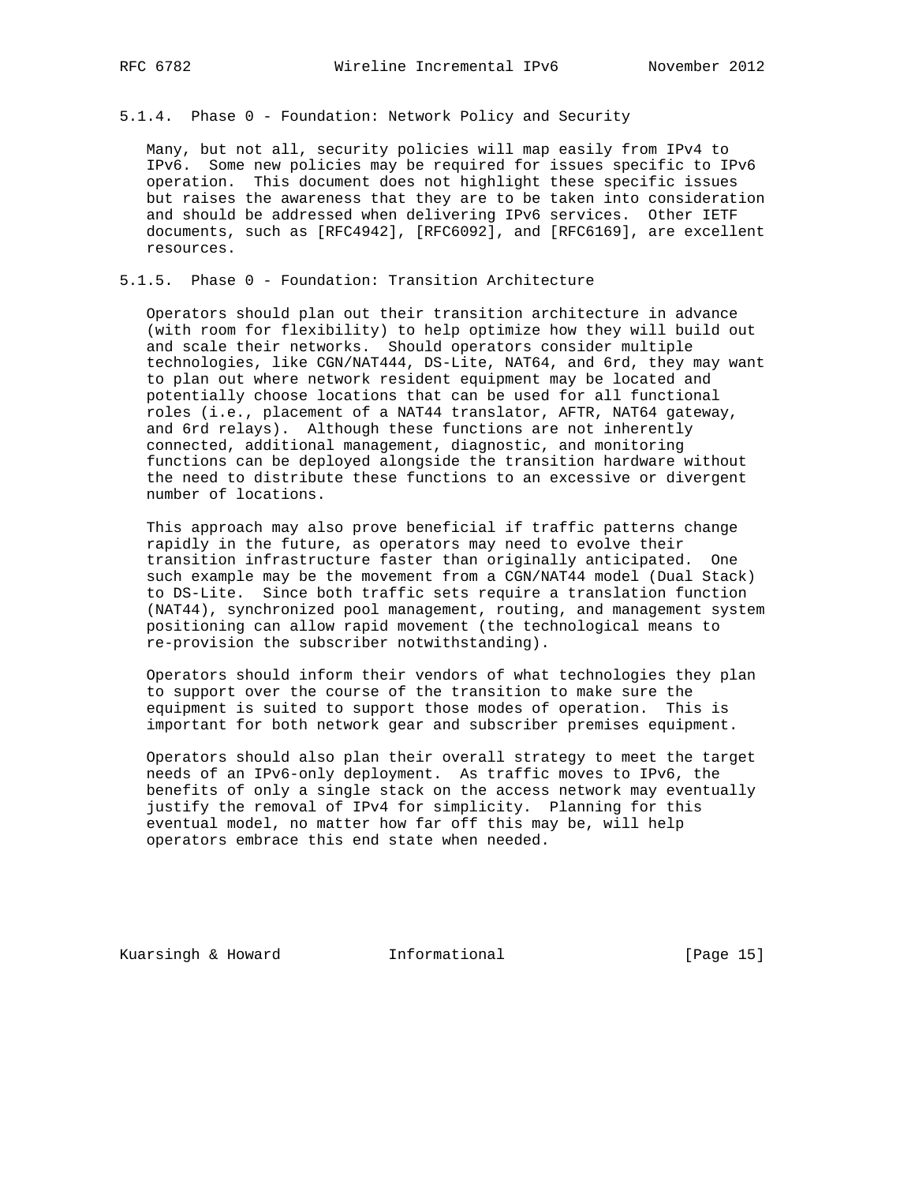#### 5.1.4. Phase 0 - Foundation: Network Policy and Security

Many, but not all, security policies will map easily from IPv4 to IPv6. Some new policies may be required for issues specific to IPv6 operation. This document does not highlight these specific issues but raises the awareness that they are to be taken into consideration and should be addressed when delivering IPv6 services. Other IETF documents, such as [RFC4942], [RFC6092], and [RFC6169], are excellent resources.

#### 5.1.5. Phase 0 - Foundation: Transition Architecture

Operators should plan out their transition architecture in advance (with room for flexibility) to help optimize how they will build out and scale their networks. Should operators consider multiple technologies, like CGN/NAT444, DS-Lite, NAT64, and 6rd, they may want to plan out where network resident equipment may be located and potentially choose locations that can be used for all functional roles (i.e., placement of a NAT44 translator, AFTR, NAT64 gateway, and 6rd relays). Although these functions are not inherently connected, additional management, diagnostic, and monitoring functions can be deployed alongside the transition hardware without the need to distribute these functions to an excessive or divergent number of locations.

This approach may also prove beneficial if traffic patterns change rapidly in the future, as operators may need to evolve their transition infrastructure faster than originally anticipated. One such example may be the movement from a CGN/NAT44 model (Dual Stack) to DS-Lite. Since both traffic sets require a translation function (NAT44), synchronized pool management, routing, and management system positioning can allow rapid movement (the technological means to re-provision the subscriber notwithstanding).

Operators should inform their vendors of what technologies they plan to support over the course of the transition to make sure the equipment is suited to support those modes of operation. This is important for both network gear and subscriber premises equipment.

Operators should also plan their overall strategy to meet the target needs of an IPv6-only deployment. As traffic moves to IPv6, the benefits of only a single stack on the access network may eventually justify the removal of IPv4 for simplicity. Planning for this eventual model, no matter how far off this may be, will help operators embrace this end state when needed.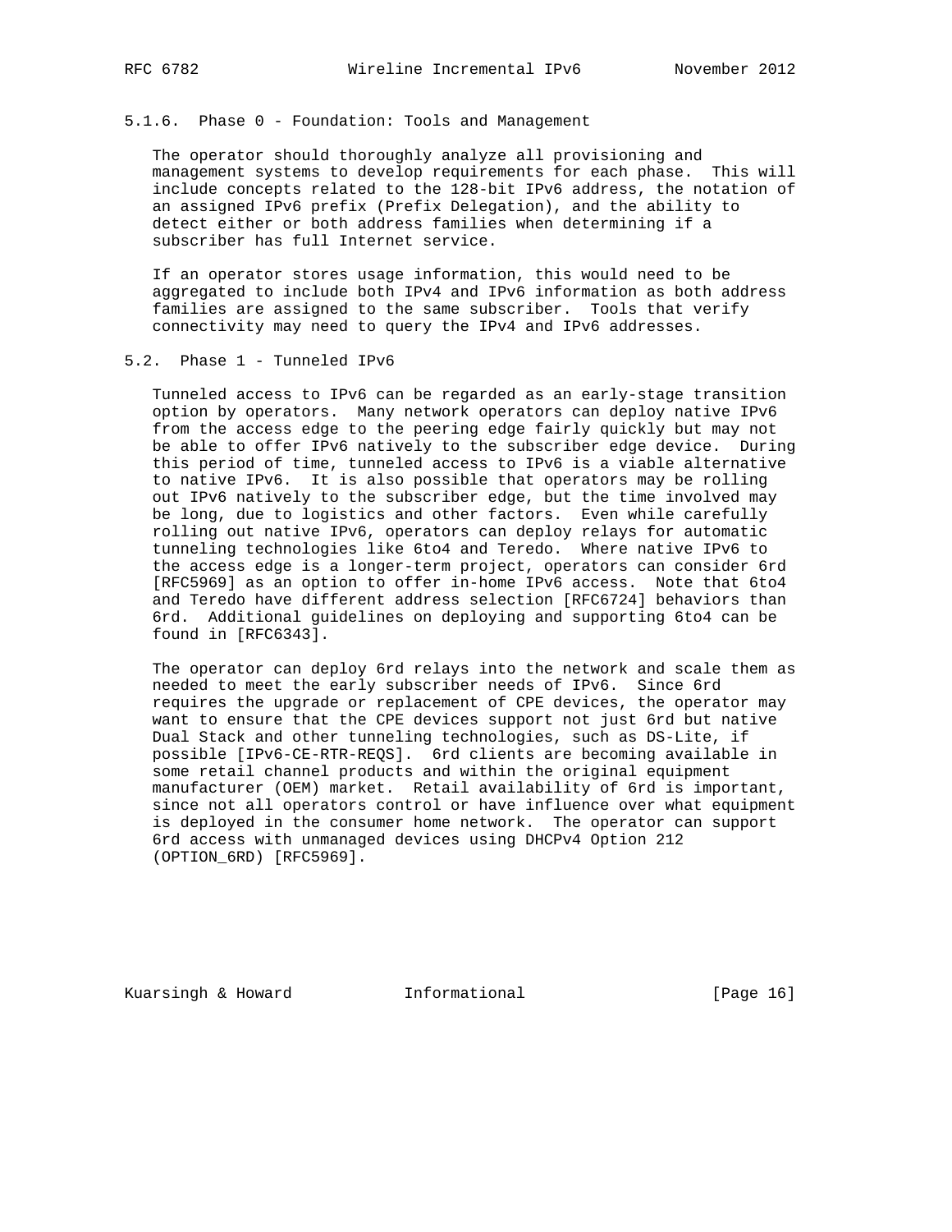#### 5.1.6. Phase 0 - Foundation: Tools and Management

The operator should thoroughly analyze all provisioning and management systems to develop requirements for each phase. This will include concepts related to the 128-bit IPv6 address, the notation of an assigned IPv6 prefix (Prefix Delegation), and the ability to detect either or both address families when determining if a subscriber has full Internet service.

If an operator stores usage information, this would need to be aggregated to include both IPv4 and IPv6 information as both address families are assigned to the same subscriber. Tools that verify connectivity may need to query the IPv4 and IPv6 addresses.

### 5.2. Phase 1 - Tunneled IPv6

Tunneled access to IPv6 can be regarded as an early-stage transition option by operators. Many network operators can deploy native IPv6 from the access edge to the peering edge fairly quickly but may not be able to offer IPv6 natively to the subscriber edge device. During this period of time, tunneled access to IPv6 is a viable alternative to native IPv6. It is also possible that operators may be rolling out IPv6 natively to the subscriber edge, but the time involved may be long, due to logistics and other factors. Even while carefully rolling out native IPv6, operators can deploy relays for automatic tunneling technologies like 6to4 and Teredo. Where native IPv6 to the access edge is a longer-term project, operators can consider 6rd [RFC5969] as an option to offer in-home IPv6 access. Note that 6to4 and Teredo have different address selection [RFC6724] behaviors than 6rd. Additional guidelines on deploying and supporting 6to4 can be found in [RFC6343].

The operator can deploy 6rd relays into the network and scale them as needed to meet the early subscriber needs of IPv6. Since 6rd requires the upgrade or replacement of CPE devices, the operator may want to ensure that the CPE devices support not just 6rd but native Dual Stack and other tunneling technologies, such as DS-Lite, if possible [IPv6-CE-RTR-REQS]. 6rd clients are becoming available in some retail channel products and within the original equipment manufacturer (OEM) market. Retail availability of 6rd is important, since not all operators control or have influence over what equipment is deployed in the consumer home network. The operator can support 6rd access with unmanaged devices using DHCPv4 Option 212 (OPTION_6RD) [RFC5969].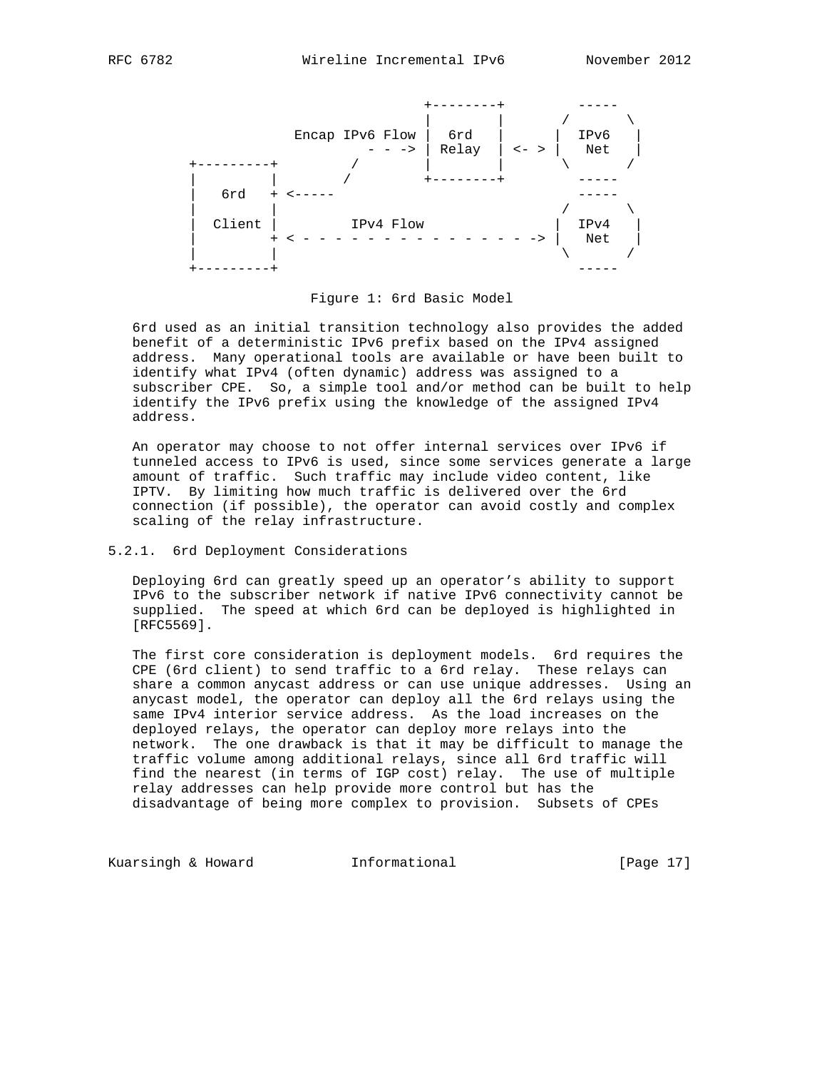```
                                   +--------+         -----
                                   |        |       /       \
                   Encap IPv6 Flow |  6rd   |       |  IPv6   |
                             - - ->| Relay  | <- > |   Net   |
    +---------+          /         |        |        \       /
    |         |         /          +--------+         -----
    |   6rd   + <-----                                -----
    |         |                                     /       \
    |  Client |          IPv4 Flow                  |  IPv4   |
    |         + < - - - - - - - - - - - - - - - - -> |   Net   |
    |         |                                     \       /
    +---------+                                       -----
```

Figure 1: 6rd Basic Model

6rd used as an initial transition technology also provides the added benefit of a deterministic IPv6 prefix based on the IPv4 assigned address. Many operational tools are available or have been built to identify what IPv4 (often dynamic) address was assigned to a subscriber CPE. So, a simple tool and/or method can be built to help identify the IPv6 prefix using the knowledge of the assigned IPv4 address.

An operator may choose to not offer internal services over IPv6 if tunneled access to IPv6 is used, since some services generate a large amount of traffic. Such traffic may include video content, like IPTV. By limiting how much traffic is delivered over the 6rd connection (if possible), the operator can avoid costly and complex scaling of the relay infrastructure.

### 5.2.1. 6rd Deployment Considerations

Deploying 6rd can greatly speed up an operator's ability to support IPv6 to the subscriber network if native IPv6 connectivity cannot be supplied. The speed at which 6rd can be deployed is highlighted in [RFC5569].

The first core consideration is deployment models. 6rd requires the CPE (6rd client) to send traffic to a 6rd relay. These relays can share a common anycast address or can use unique addresses. Using an anycast model, the operator can deploy all the 6rd relays using the same IPv4 interior service address. As the load increases on the deployed relays, the operator can deploy more relays into the network. The one drawback is that it may be difficult to manage the traffic volume among additional relays, since all 6rd traffic will find the nearest (in terms of IGP cost) relay. The use of multiple relay addresses can help provide more control but has the disadvantage of being more complex to provision. Subsets of CPEs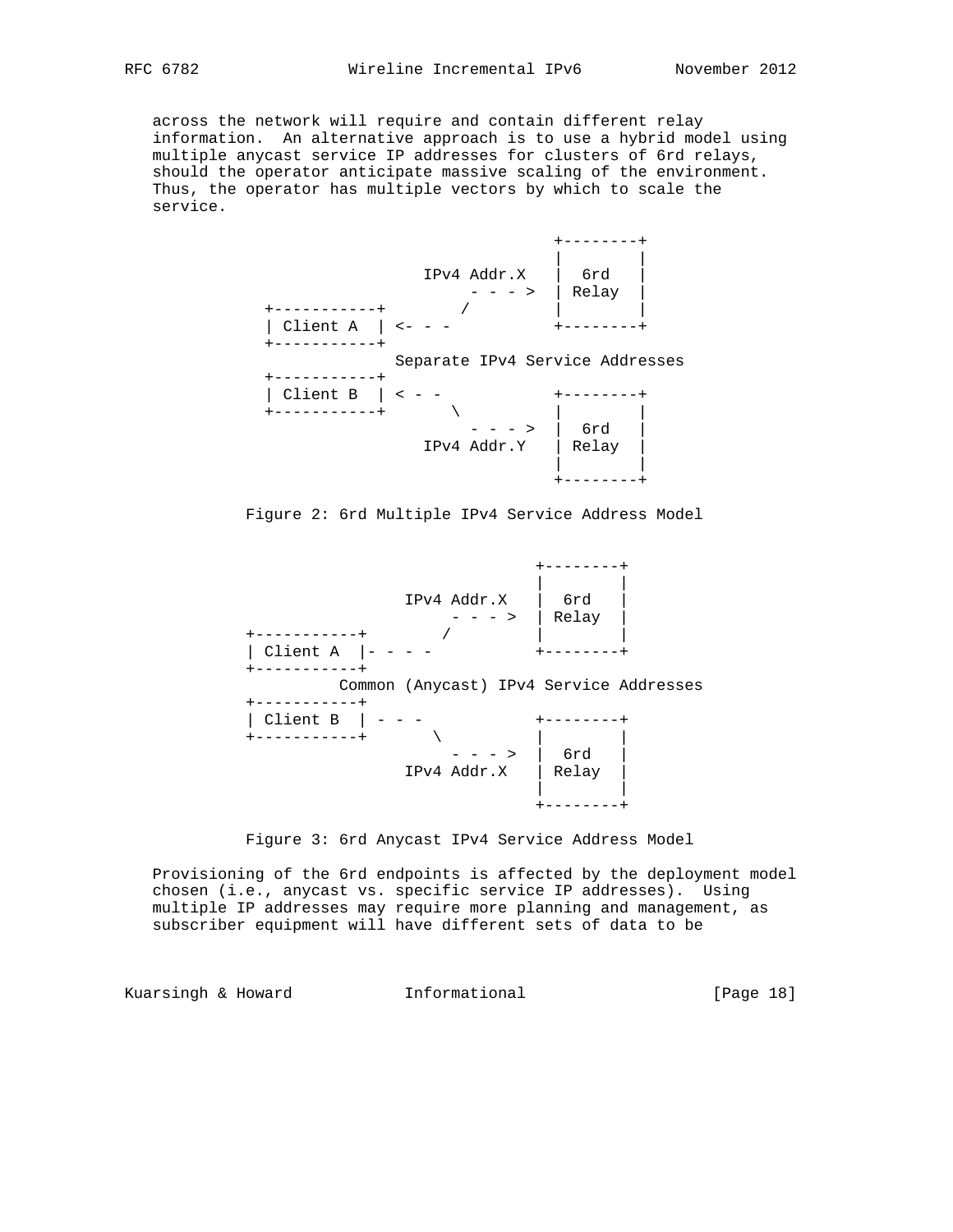across the network will require and contain different relay information. An alternative approach is to use a hybrid model using multiple anycast service IP addresses for clusters of 6rd relays, should the operator anticipate massive scaling of the environment. Thus, the operator has multiple vectors by which to scale the service.

```
                                   +--------+
                                   |        |
                    IPv4 Addr.X    |  6rd   |
                         - - - >   | Relay  |
 +-----------+          /          |        |
 | Client A  | <- - -              +--------+
 +-----------+
               Separate IPv4 Service Addresses
 +-----------+
 | Client B  | < - -               +--------+
 +-----------+        \            |        |
                         - - - >   |  6rd   |
                    IPv4 Addr.Y    | Relay  |
                                   |        |
                                   +--------+
```

Figure 2: 6rd Multiple IPv4 Service Address Model

```
                                   +--------+
                                   |        |
                    IPv4 Addr.X    |  6rd   |
                         - - - >   | Relay  |
 +-----------+          /          |        |
 | Client A  |- - - -              +--------+
 +-----------+
          Common (Anycast) IPv4 Service Addresses
 +-----------+
 | Client B  | - - -               +--------+
 +-----------+        \            |        |
                         - - - >   |  6rd   |
                    IPv4 Addr.X    | Relay  |
                                   |        |
                                   +--------+
```

Figure 3: 6rd Anycast IPv4 Service Address Model

Provisioning of the 6rd endpoints is affected by the deployment model chosen (i.e., anycast vs. specific service IP addresses). Using multiple IP addresses may require more planning and management, as subscriber equipment will have different sets of data to be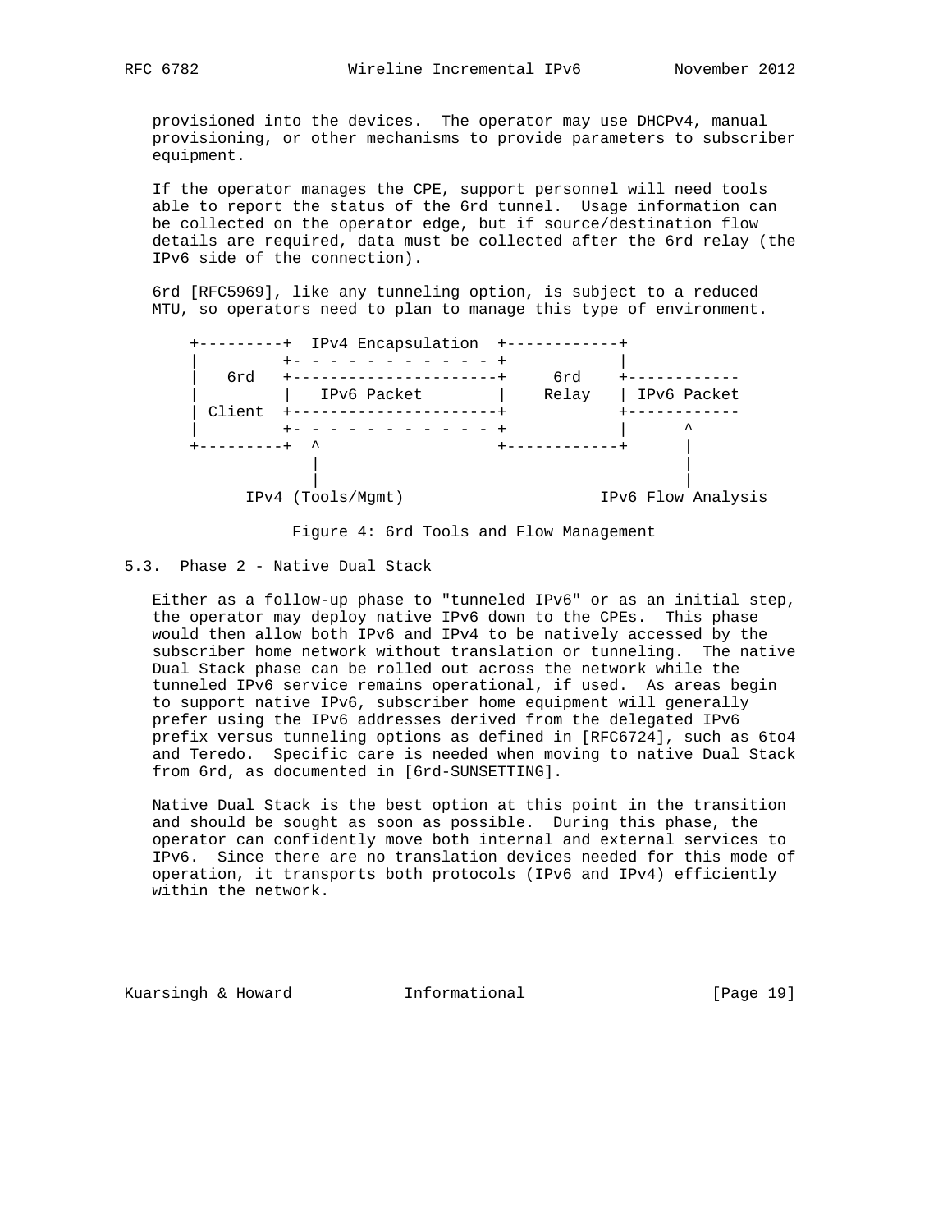provisioned into the devices. The operator may use DHCPv4, manual provisioning, or other mechanisms to provide parameters to subscriber equipment.

If the operator manages the CPE, support personnel will need tools able to report the status of the 6rd tunnel. Usage information can be collected on the operator edge, but if source/destination flow details are required, data must be collected after the 6rd relay (the IPv6 side of the connection).

6rd [RFC5969], like any tunneling option, is subject to a reduced MTU, so operators need to plan to manage this type of environment.

```
    +---------+  IPv4 Encapsulation  +------------+
    |         +- - - - - - - - - - - - +           |
    |   6rd   +----------------------+     6rd    +------------
    |         |   IPv6 Packet        |    Relay   | IPv6 Packet
    | Client  +----------------------+            +------------
    |         +- - - - - - - - - - - - +           |      ^
    +---------+  ^                   +------------+      |
                 |                                       |
                 |                                       |
         IPv4 (Tools/Mgmt)                  IPv6 Flow Analysis
```

Figure 4: 6rd Tools and Flow Management

## 5.3. Phase 2 - Native Dual Stack

Either as a follow-up phase to "tunneled IPv6" or as an initial step, the operator may deploy native IPv6 down to the CPEs. This phase would then allow both IPv6 and IPv4 to be natively accessed by the subscriber home network without translation or tunneling. The native Dual Stack phase can be rolled out across the network while the tunneled IPv6 service remains operational, if used. As areas begin to support native IPv6, subscriber home equipment will generally prefer using the IPv6 addresses derived from the delegated IPv6 prefix versus tunneling options as defined in [RFC6724], such as 6to4 and Teredo. Specific care is needed when moving to native Dual Stack from 6rd, as documented in [6rd-SUNSETTING].

Native Dual Stack is the best option at this point in the transition and should be sought as soon as possible. During this phase, the operator can confidently move both internal and external services to IPv6. Since there are no translation devices needed for this mode of operation, it transports both protocols (IPv6 and IPv4) efficiently within the network.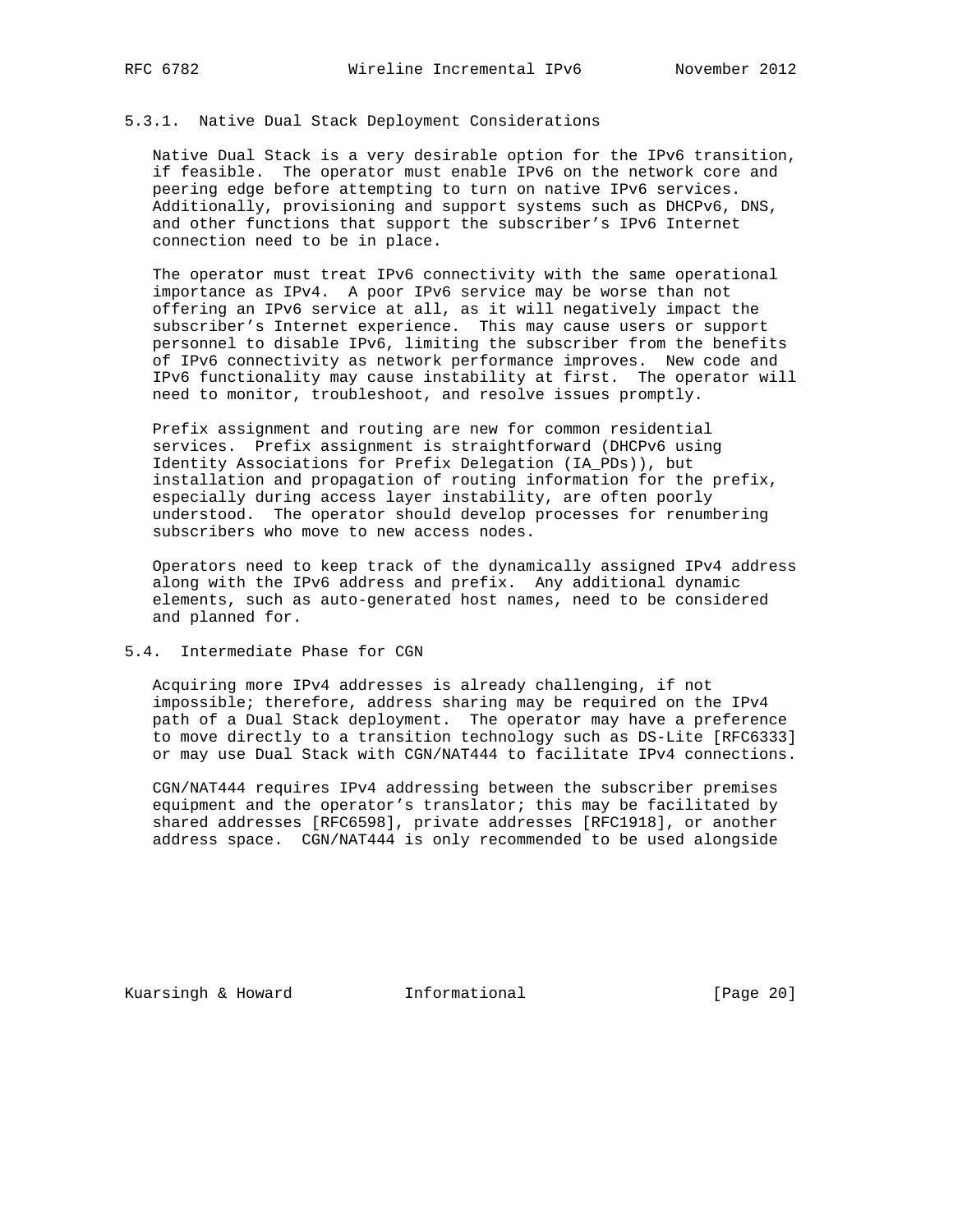### 5.3.1. Native Dual Stack Deployment Considerations

Native Dual Stack is a very desirable option for the IPv6 transition, if feasible. The operator must enable IPv6 on the network core and peering edge before attempting to turn on native IPv6 services. Additionally, provisioning and support systems such as DHCPv6, DNS, and other functions that support the subscriber's IPv6 Internet connection need to be in place.

The operator must treat IPv6 connectivity with the same operational importance as IPv4. A poor IPv6 service may be worse than not offering an IPv6 service at all, as it will negatively impact the subscriber's Internet experience. This may cause users or support personnel to disable IPv6, limiting the subscriber from the benefits of IPv6 connectivity as network performance improves. New code and IPv6 functionality may cause instability at first. The operator will need to monitor, troubleshoot, and resolve issues promptly.

Prefix assignment and routing are new for common residential services. Prefix assignment is straightforward (DHCPv6 using Identity Associations for Prefix Delegation (IA_PDs)), but installation and propagation of routing information for the prefix, especially during access layer instability, are often poorly understood. The operator should develop processes for renumbering subscribers who move to new access nodes.

Operators need to keep track of the dynamically assigned IPv4 address along with the IPv6 address and prefix. Any additional dynamic elements, such as auto-generated host names, need to be considered and planned for.

## 5.4. Intermediate Phase for CGN

Acquiring more IPv4 addresses is already challenging, if not impossible; therefore, address sharing may be required on the IPv4 path of a Dual Stack deployment. The operator may have a preference to move directly to a transition technology such as DS-Lite [RFC6333] or may use Dual Stack with CGN/NAT444 to facilitate IPv4 connections.

CGN/NAT444 requires IPv4 addressing between the subscriber premises equipment and the operator's translator; this may be facilitated by shared addresses [RFC6598], private addresses [RFC1918], or another address space. CGN/NAT444 is only recommended to be used alongside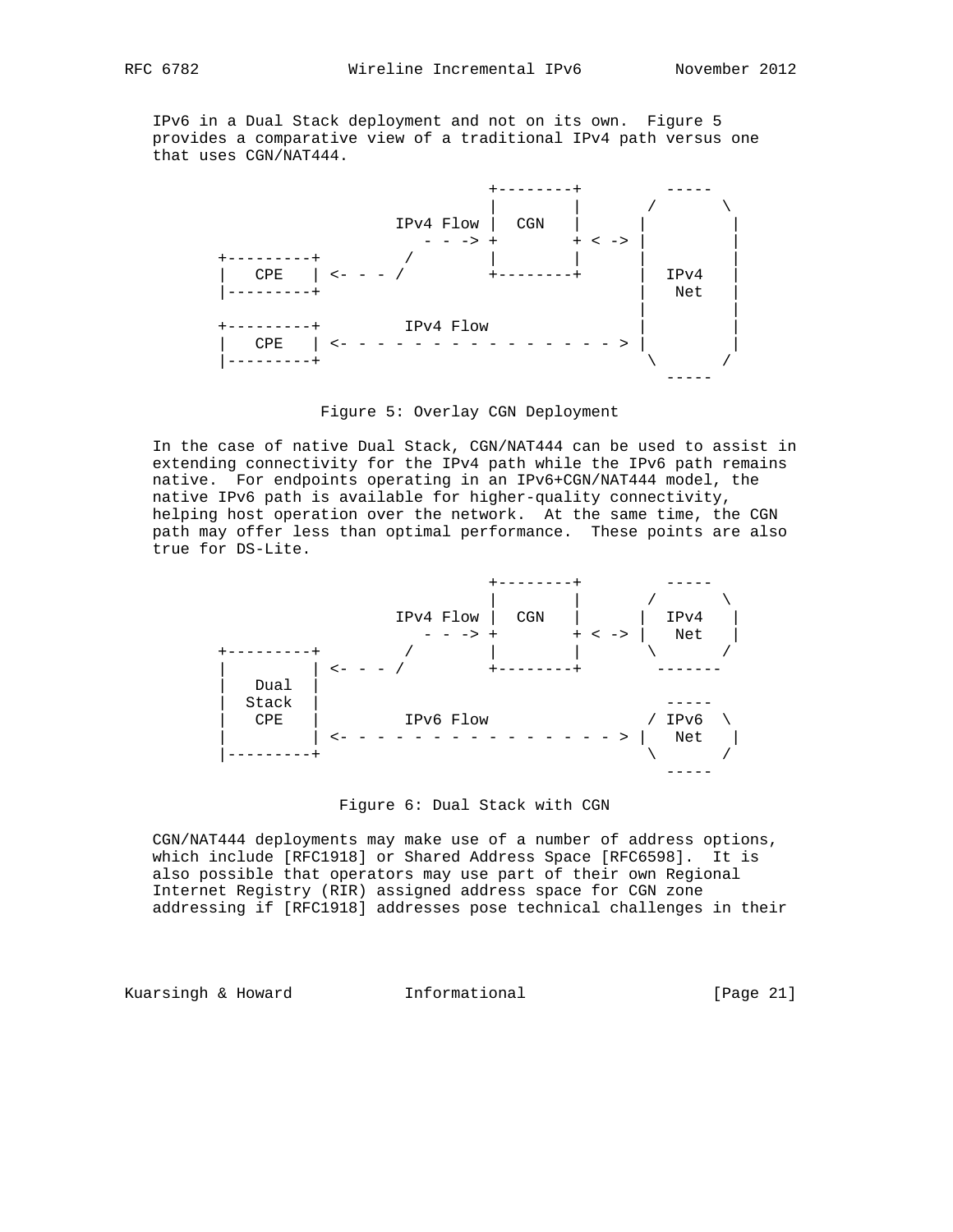IPv6 in a Dual Stack deployment and not on its own. Figure 5 provides a comparative view of a traditional IPv4 path versus one that uses CGN/NAT444.

```
                              +--------+         -----
                              |        |       /       \
                    IPv4 Flow |  CGN   |      |         |
                       - - -> +        + < -> |         |
     +---------+        /     |        |      |         |
     |   CPE   | <- - - /     +--------+      |  IPv4   |
     |---------+                              |   Net   |
                                              |         |
     +---------+         IPv4 Flow            |         |
     |   CPE   | <- - - - - - - - - - - - - - > |         |
     |---------+                               \       /
                                                 -----
```

Figure 5: Overlay CGN Deployment

In the case of native Dual Stack, CGN/NAT444 can be used to assist in extending connectivity for the IPv4 path while the IPv6 path remains native. For endpoints operating in an IPv6+CGN/NAT444 model, the native IPv6 path is available for higher-quality connectivity, helping host operation over the network. At the same time, the CGN path may offer less than optimal performance. These points are also true for DS-Lite.

```
                              +--------+         -----
                              |        |       /       \
                    IPv4 Flow |  CGN   |      |  IPv4   |
                       - - -> +        + < -> |   Net   |
     +---------+        /     |        |       \       /
     |         | <- - - /     +--------+        -------
     |   Dual  |
     |  Stack  |                                 -----
     |   CPE   |         IPv6 Flow             / IPv6  \
     |         | <- - - - - - - - - - - - - - > |   Net   |
     |---------+                               \       /
                                                 -----
```

Figure 6: Dual Stack with CGN

CGN/NAT444 deployments may make use of a number of address options, which include [RFC1918] or Shared Address Space [RFC6598]. It is also possible that operators may use part of their own Regional Internet Registry (RIR) assigned address space for CGN zone addressing if [RFC1918] addresses pose technical challenges in their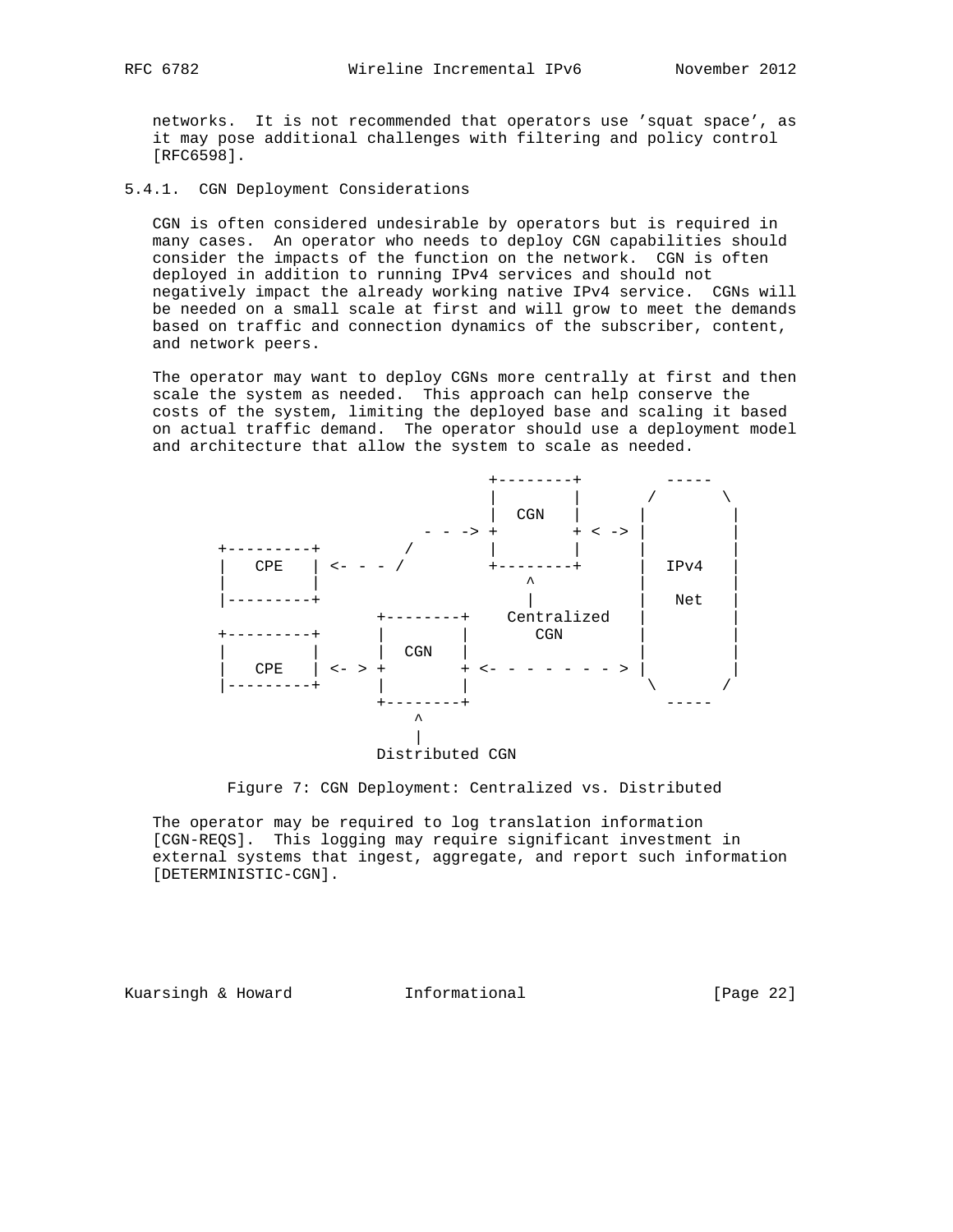networks. It is not recommended that operators use 'squat space', as it may pose additional challenges with filtering and policy control [RFC6598].

### 5.4.1. CGN Deployment Considerations

CGN is often considered undesirable by operators but is required in many cases. An operator who needs to deploy CGN capabilities should consider the impacts of the function on the network. CGN is often deployed in addition to running IPv4 services and should not negatively impact the already working native IPv4 service. CGNs will be needed on a small scale at first and will grow to meet the demands based on traffic and connection dynamics of the subscriber, content, and network peers.

The operator may want to deploy CGNs more centrally at first and then scale the system as needed. This approach can help conserve the costs of the system, limiting the deployed base and scaling it based on actual traffic demand. The operator should use a deployment model and architecture that allow the system to scale as needed.

```
                              +--------+         -----
                              |        |       /       \
                              |  CGN   |      |         |
                       - - -> +        + < -> |         |
     +---------+         /    |        |      |         |
     |   CPE   | <- - - /     +--------+      |  IPv4   |
     |         |                  ^           |         |
     |---------+                  |           |   Net   |
                    +--------+    Centralized |         |
     +---------+    |        |       CGN      |         |
     |         |    |  CGN   |                |         |
     |   CPE   | <- > +      + <- - - - - - - > |         |
     |---------+    |        |                 \       /
                    +--------+                   -----
                        ^
                        |
                    Distributed CGN
```

Figure 7: CGN Deployment: Centralized vs. Distributed

The operator may be required to log translation information [CGN-REQS]. This logging may require significant investment in external systems that ingest, aggregate, and report such information [DETERMINISTIC-CGN].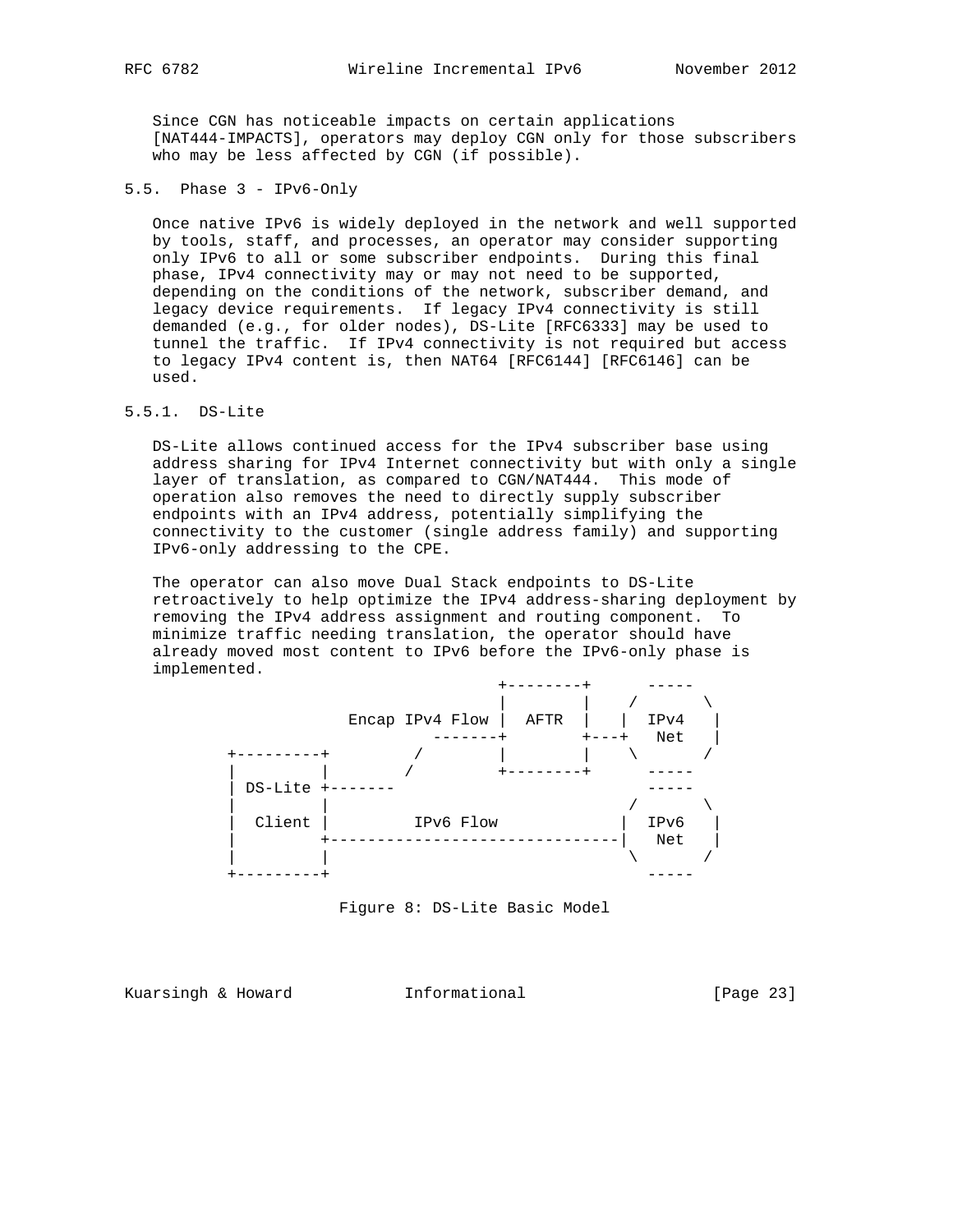Since CGN has noticeable impacts on certain applications [NAT444-IMPACTS], operators may deploy CGN only for those subscribers who may be less affected by CGN (if possible).

### 5.5. Phase 3 - IPv6-Only

Once native IPv6 is widely deployed in the network and well supported by tools, staff, and processes, an operator may consider supporting only IPv6 to all or some subscriber endpoints. During this final phase, IPv4 connectivity may or may not need to be supported, depending on the conditions of the network, subscriber demand, and legacy device requirements. If legacy IPv4 connectivity is still demanded (e.g., for older nodes), DS-Lite [RFC6333] may be used to tunnel the traffic. If IPv4 connectivity is not required but access to legacy IPv4 content is, then NAT64 [RFC6144] [RFC6146] can be used.

#### 5.5.1. DS-Lite

DS-Lite allows continued access for the IPv4 subscriber base using address sharing for IPv4 Internet connectivity but with only a single layer of translation, as compared to CGN/NAT444. This mode of operation also removes the need to directly supply subscriber endpoints with an IPv4 address, potentially simplifying the connectivity to the customer (single address family) and supporting IPv6-only addressing to the CPE.

The operator can also move Dual Stack endpoints to DS-Lite retroactively to help optimize the IPv4 address-sharing deployment by removing the IPv4 address assignment and routing component. To minimize traffic needing translation, the operator should have already moved most content to IPv6 before the IPv6-only phase is implemented.

```
                             +--------+      -----
                             |        |    /       \
             Encap IPv4 Flow |  AFTR  |   |  IPv4   |
                      -------+        +---+   Net   |
   +---------+         /     |        |    \       /
   |         |        /      +--------+      -----
   | DS-Lite +-------                        -----
   |         |                             /       \
   |  Client |         IPv6 Flow          |  IPv6   |
   |         +----------------------------|   Net   |
   |         |                             \       /
   +---------+                               -----
```

Figure 8: DS-Lite Basic Model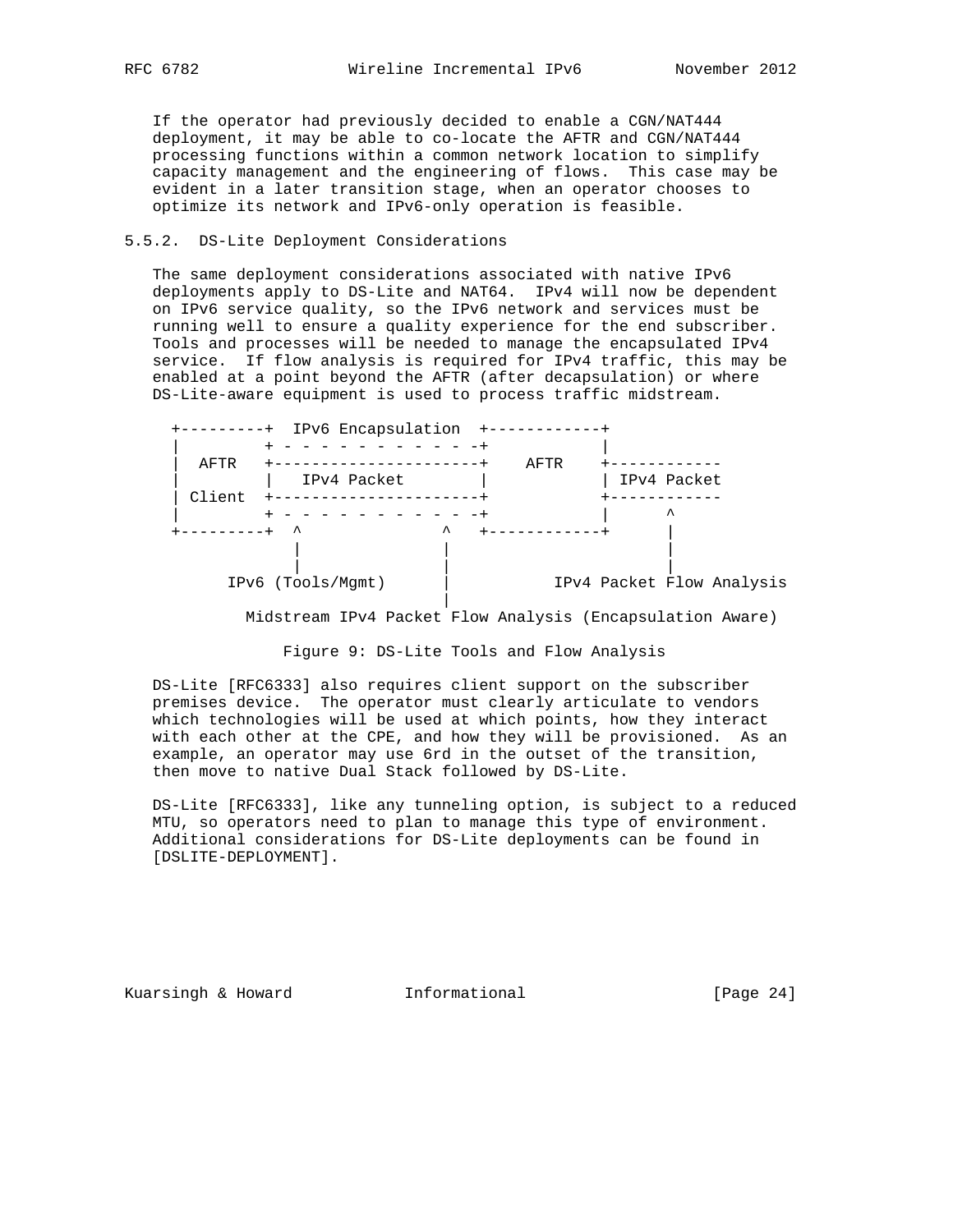If the operator had previously decided to enable a CGN/NAT444 deployment, it may be able to co-locate the AFTR and CGN/NAT444 processing functions within a common network location to simplify capacity management and the engineering of flows. This case may be evident in a later transition stage, when an operator chooses to optimize its network and IPv6-only operation is feasible.

### 5.5.2. DS-Lite Deployment Considerations

The same deployment considerations associated with native IPv6 deployments apply to DS-Lite and NAT64. IPv4 will now be dependent on IPv6 service quality, so the IPv6 network and services must be running well to ensure a quality experience for the end subscriber. Tools and processes will be needed to manage the encapsulated IPv4 service. If flow analysis is required for IPv4 traffic, this may be enabled at a point beyond the AFTR (after decapsulation) or where DS-Lite-aware equipment is used to process traffic midstream.

```
  +---------+  IPv6 Encapsulation  +------------+
  |         + - - - - - - - - - - -+            |
  |  AFTR   +----------------------+    AFTR    +------------
  |         |   IPv4 Packet        |            | IPv4 Packet
  | Client  +----------------------+            +------------
  |         + - - - - - - - - - - -+            |      ^
  +---------+  ^               ^   +------------+      |
               |               |                       |
               |               |                       |
      IPv6 (Tools/Mgmt)        |           IPv4 Packet Flow Analysis
                               |
         Midstream IPv4 Packet Flow Analysis (Encapsulation Aware)
```

Figure 9: DS-Lite Tools and Flow Analysis

DS-Lite [RFC6333] also requires client support on the subscriber premises device. The operator must clearly articulate to vendors which technologies will be used at which points, how they interact with each other at the CPE, and how they will be provisioned. As an example, an operator may use 6rd in the outset of the transition, then move to native Dual Stack followed by DS-Lite.

DS-Lite [RFC6333], like any tunneling option, is subject to a reduced MTU, so operators need to plan to manage this type of environment. Additional considerations for DS-Lite deployments can be found in [DSLITE-DEPLOYMENT].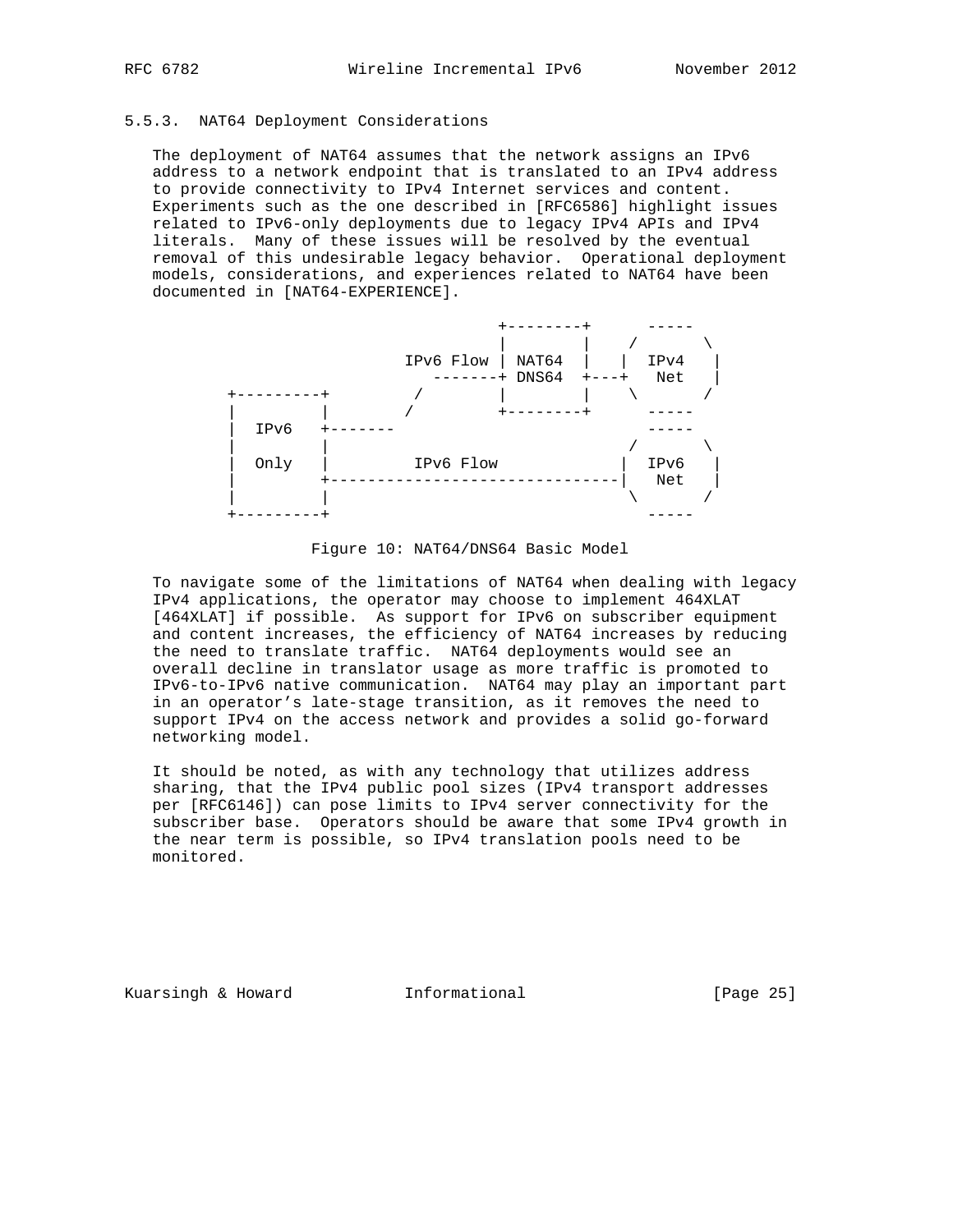### 5.5.3. NAT64 Deployment Considerations

The deployment of NAT64 assumes that the network assigns an IPv6 address to a network endpoint that is translated to an IPv4 address to provide connectivity to IPv4 Internet services and content. Experiments such as the one described in [RFC6586] highlight issues related to IPv6-only deployments due to legacy IPv4 APIs and IPv4 literals. Many of these issues will be resolved by the eventual removal of this undesirable legacy behavior. Operational deployment models, considerations, and experiences related to NAT64 have been documented in [NAT64-EXPERIENCE].

```
                              +--------+      -----
                              |        |    /       \
                    IPv6 Flow | NAT64  |   |  IPv4   |
                       -------+ DNS64  +---+   Net   |
  +---------+         /       |        |    \       /
  |         |        /        +--------+      -----
  |  IPv6   +-------                          -----
  |         |                               /       \
  |  Only   |         IPv6 Flow            |  IPv6   |
  |         +------------------------------|   Net   |
  |         |                               \       /
  +---------+                                 -----
```

Figure 10: NAT64/DNS64 Basic Model

To navigate some of the limitations of NAT64 when dealing with legacy IPv4 applications, the operator may choose to implement 464XLAT [464XLAT] if possible. As support for IPv6 on subscriber equipment and content increases, the efficiency of NAT64 increases by reducing the need to translate traffic. NAT64 deployments would see an overall decline in translator usage as more traffic is promoted to IPv6-to-IPv6 native communication. NAT64 may play an important part in an operator’s late-stage transition, as it removes the need to support IPv4 on the access network and provides a solid go-forward networking model.

It should be noted, as with any technology that utilizes address sharing, that the IPv4 public pool sizes (IPv4 transport addresses per [RFC6146]) can pose limits to IPv4 server connectivity for the subscriber base. Operators should be aware that some IPv4 growth in the near term is possible, so IPv4 translation pools need to be monitored.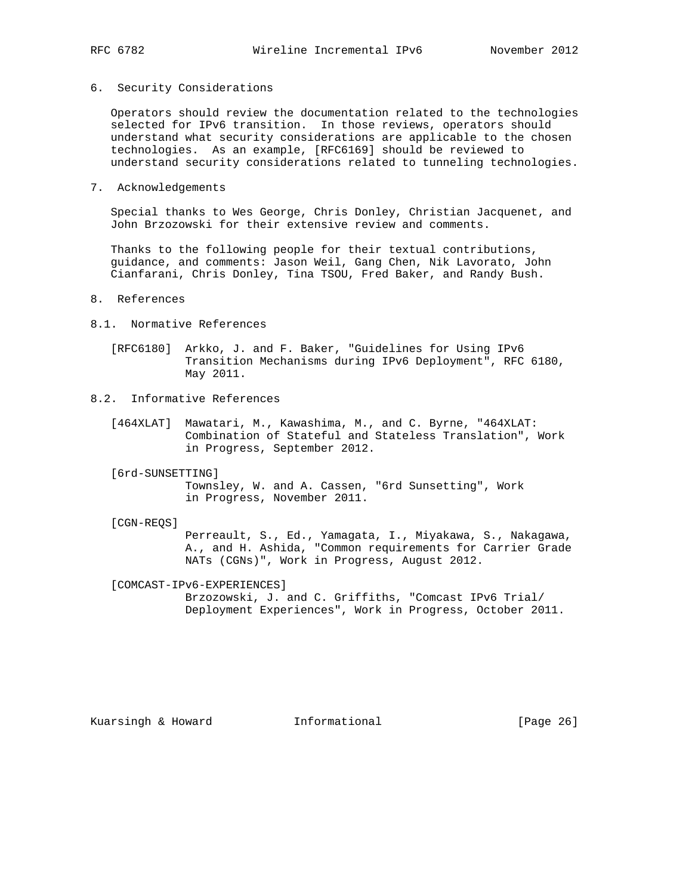## 6. Security Considerations

Operators should review the documentation related to the technologies selected for IPv6 transition. In those reviews, operators should understand what security considerations are applicable to the chosen technologies. As an example, [RFC6169] should be reviewed to understand security considerations related to tunneling technologies.

## 7. Acknowledgements

Special thanks to Wes George, Chris Donley, Christian Jacquenet, and John Brzozowski for their extensive review and comments.

Thanks to the following people for their textual contributions, guidance, and comments: Jason Weil, Gang Chen, Nik Lavorato, John Cianfarani, Chris Donley, Tina TSOU, Fred Baker, and Randy Bush.

## 8. References

### 8.1. Normative References

[RFC6180] Arkko, J. and F. Baker, "Guidelines for Using IPv6 Transition Mechanisms during IPv6 Deployment", RFC 6180, May 2011.

### 8.2. Informative References

[464XLAT] Mawatari, M., Kawashima, M., and C. Byrne, "464XLAT: Combination of Stateful and Stateless Translation", Work in Progress, September 2012.

[6rd-SUNSETTING] Townsley, W. and A. Cassen, "6rd Sunsetting", Work in Progress, November 2011.

[CGN-REQS] Perreault, S., Ed., Yamagata, I., Miyakawa, S., Nakagawa, A., and H. Ashida, "Common requirements for Carrier Grade NATs (CGNs)", Work in Progress, August 2012.

[COMCAST-IPv6-EXPERIENCES] Brzozowski, J. and C. Griffiths, "Comcast IPv6 Trial/ Deployment Experiences", Work in Progress, October 2011.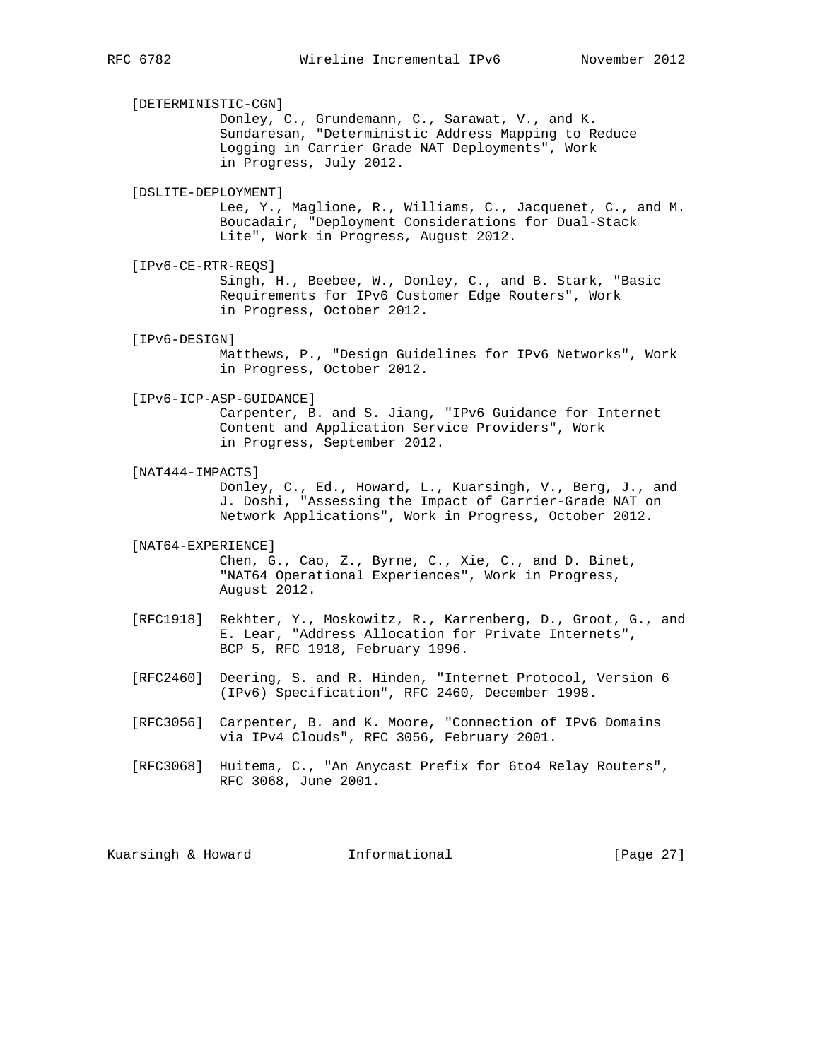[DETERMINISTIC-CGN]
Donley, C., Grundemann, C., Sarawat, V., and K. Sundaresan, "Deterministic Address Mapping to Reduce Logging in Carrier Grade NAT Deployments", Work in Progress, July 2012.

[DSLITE-DEPLOYMENT]
Lee, Y., Maglione, R., Williams, C., Jacquenet, C., and M. Boucadair, "Deployment Considerations for Dual-Stack Lite", Work in Progress, August 2012.

[IPv6-CE-RTR-REQS]
Singh, H., Beebee, W., Donley, C., and B. Stark, "Basic Requirements for IPv6 Customer Edge Routers", Work in Progress, October 2012.

[IPv6-DESIGN]
Matthews, P., "Design Guidelines for IPv6 Networks", Work in Progress, October 2012.

[IPv6-ICP-ASP-GUIDANCE]
Carpenter, B. and S. Jiang, "IPv6 Guidance for Internet Content and Application Service Providers", Work in Progress, September 2012.

[NAT444-IMPACTS]
Donley, C., Ed., Howard, L., Kuarsingh, V., Berg, J., and J. Doshi, "Assessing the Impact of Carrier-Grade NAT on Network Applications", Work in Progress, October 2012.

[NAT64-EXPERIENCE]
Chen, G., Cao, Z., Byrne, C., Xie, C., and D. Binet, "NAT64 Operational Experiences", Work in Progress, August 2012.

[RFC1918] Rekhter, Y., Moskowitz, R., Karrenberg, D., Groot, G., and E. Lear, "Address Allocation for Private Internets", BCP 5, RFC 1918, February 1996.

[RFC2460] Deering, S. and R. Hinden, "Internet Protocol, Version 6 (IPv6) Specification", RFC 2460, December 1998.

[RFC3056] Carpenter, B. and K. Moore, "Connection of IPv6 Domains via IPv4 Clouds", RFC 3056, February 2001.

[RFC3068] Huitema, C., "An Anycast Prefix for 6to4 Relay Routers", RFC 3068, June 2001.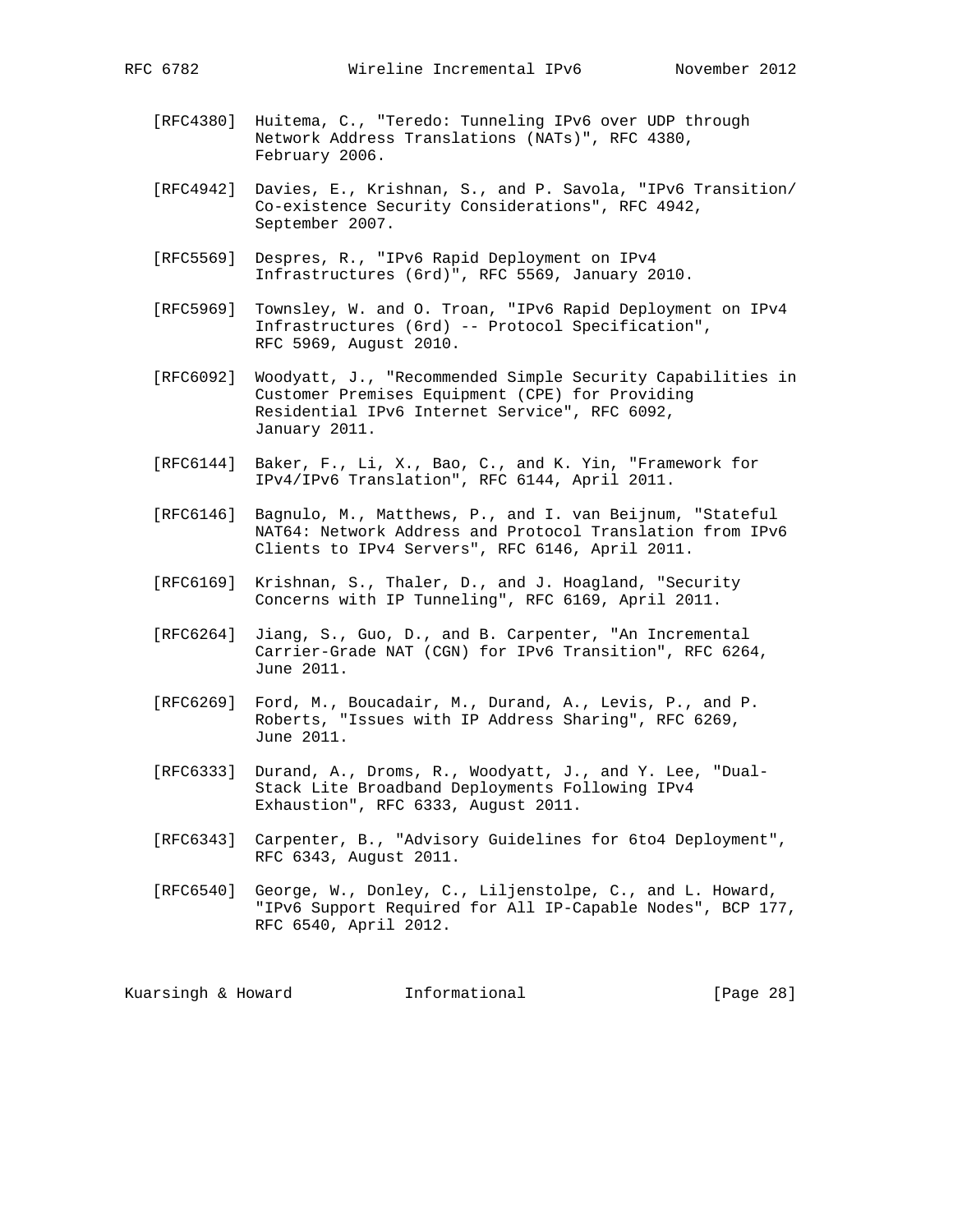[RFC4380] Huitema, C., "Teredo: Tunneling IPv6 over UDP through Network Address Translations (NATs)", RFC 4380, February 2006.

[RFC4942] Davies, E., Krishnan, S., and P. Savola, "IPv6 Transition/ Co-existence Security Considerations", RFC 4942, September 2007.

[RFC5569] Despres, R., "IPv6 Rapid Deployment on IPv4 Infrastructures (6rd)", RFC 5569, January 2010.

[RFC5969] Townsley, W. and O. Troan, "IPv6 Rapid Deployment on IPv4 Infrastructures (6rd) -- Protocol Specification", RFC 5969, August 2010.

[RFC6092] Woodyatt, J., "Recommended Simple Security Capabilities in Customer Premises Equipment (CPE) for Providing Residential IPv6 Internet Service", RFC 6092, January 2011.

[RFC6144] Baker, F., Li, X., Bao, C., and K. Yin, "Framework for IPv4/IPv6 Translation", RFC 6144, April 2011.

[RFC6146] Bagnulo, M., Matthews, P., and I. van Beijnum, "Stateful NAT64: Network Address and Protocol Translation from IPv6 Clients to IPv4 Servers", RFC 6146, April 2011.

[RFC6169] Krishnan, S., Thaler, D., and J. Hoagland, "Security Concerns with IP Tunneling", RFC 6169, April 2011.

[RFC6264] Jiang, S., Guo, D., and B. Carpenter, "An Incremental Carrier-Grade NAT (CGN) for IPv6 Transition", RFC 6264, June 2011.

[RFC6269] Ford, M., Boucadair, M., Durand, A., Levis, P., and P. Roberts, "Issues with IP Address Sharing", RFC 6269, June 2011.

[RFC6333] Durand, A., Droms, R., Woodyatt, J., and Y. Lee, "Dual-Stack Lite Broadband Deployments Following IPv4 Exhaustion", RFC 6333, August 2011.

[RFC6343] Carpenter, B., "Advisory Guidelines for 6to4 Deployment", RFC 6343, August 2011.

[RFC6540] George, W., Donley, C., Liljenstolpe, C., and L. Howard, "IPv6 Support Required for All IP-Capable Nodes", BCP 177, RFC 6540, April 2012.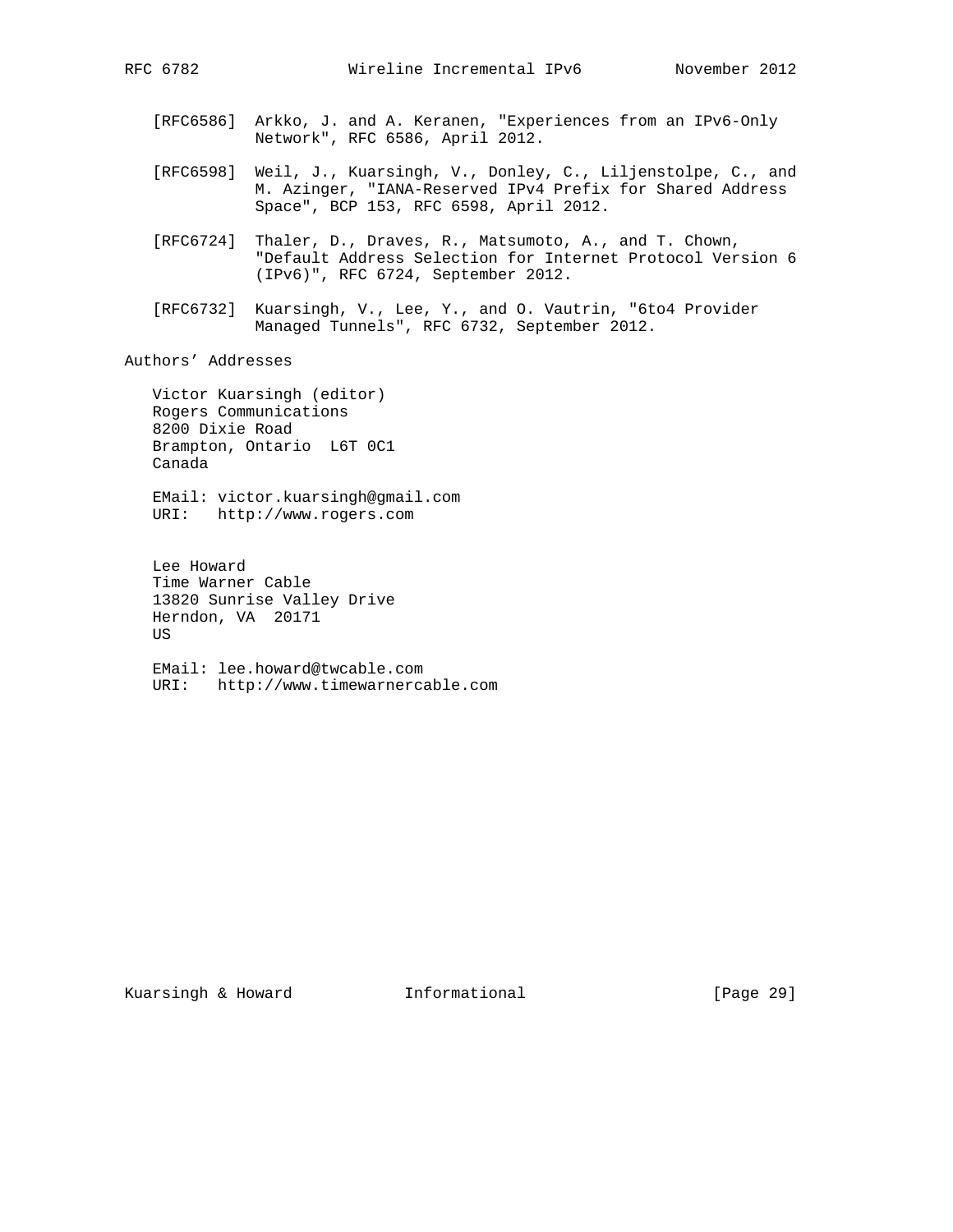[RFC6586] Arkko, J. and A. Keranen, "Experiences from an IPv6-Only Network", RFC 6586, April 2012.

[RFC6598] Weil, J., Kuarsingh, V., Donley, C., Liljenstolpe, C., and M. Azinger, "IANA-Reserved IPv4 Prefix for Shared Address Space", BCP 153, RFC 6598, April 2012.

[RFC6724] Thaler, D., Draves, R., Matsumoto, A., and T. Chown, "Default Address Selection for Internet Protocol Version 6 (IPv6)", RFC 6724, September 2012.

[RFC6732] Kuarsingh, V., Lee, Y., and O. Vautrin, "6to4 Provider Managed Tunnels", RFC 6732, September 2012.

## Authors' Addresses

Victor Kuarsingh (editor)
Rogers Communications
8200 Dixie Road
Brampton, Ontario  L6T 0C1
Canada

EMail: victor.kuarsingh@gmail.com
URI:   http://www.rogers.com

Lee Howard
Time Warner Cable
13820 Sunrise Valley Drive
Herndon, VA  20171
US

EMail: lee.howard@twcable.com
URI:   http://www.timewarnercable.com